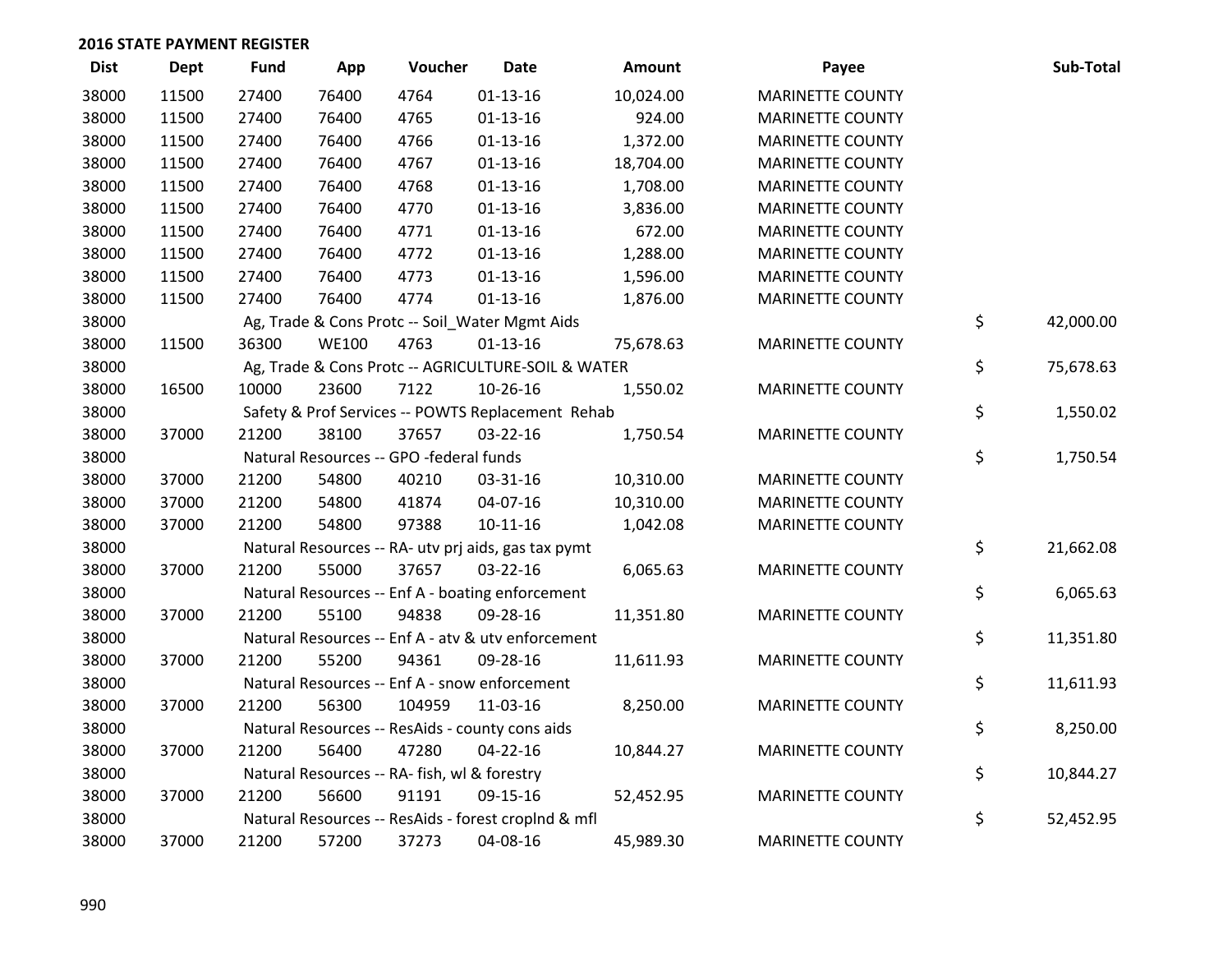## 2016 STATE PAYMENT REGISTER

| Dist | Dept | Fund | App | Voucher | Date | Amount | Payee | Sub-Total |
|---|---|---|---|---|---|---|---|---|
| 38000 | 11500 | 27400 | 76400 | 4764 | 01-13-16 | 10,024.00 | MARINETTE COUNTY | |
| 38000 | 11500 | 27400 | 76400 | 4765 | 01-13-16 | 924.00 | MARINETTE COUNTY | |
| 38000 | 11500 | 27400 | 76400 | 4766 | 01-13-16 | 1,372.00 | MARINETTE COUNTY | |
| 38000 | 11500 | 27400 | 76400 | 4767 | 01-13-16 | 18,704.00 | MARINETTE COUNTY | |
| 38000 | 11500 | 27400 | 76400 | 4768 | 01-13-16 | 1,708.00 | MARINETTE COUNTY | |
| 38000 | 11500 | 27400 | 76400 | 4770 | 01-13-16 | 3,836.00 | MARINETTE COUNTY | |
| 38000 | 11500 | 27400 | 76400 | 4771 | 01-13-16 | 672.00 | MARINETTE COUNTY | |
| 38000 | 11500 | 27400 | 76400 | 4772 | 01-13-16 | 1,288.00 | MARINETTE COUNTY | |
| 38000 | 11500 | 27400 | 76400 | 4773 | 01-13-16 | 1,596.00 | MARINETTE COUNTY | |
| 38000 | 11500 | 27400 | 76400 | 4774 | 01-13-16 | 1,876.00 | MARINETTE COUNTY | |
| 38000 | | Ag, Trade & Cons Protc -- Soil_Water Mgmt Aids | | | | | | $ 42,000.00 |
| 38000 | 11500 | 36300 | WE100 | 4763 | 01-13-16 | 75,678.63 | MARINETTE COUNTY | |
| 38000 | | Ag, Trade & Cons Protc -- AGRICULTURE-SOIL & WATER | | | | | | $ 75,678.63 |
| 38000 | 16500 | 10000 | 23600 | 7122 | 10-26-16 | 1,550.02 | MARINETTE COUNTY | |
| 38000 | | Safety & Prof Services -- POWTS Replacement Rehab | | | | | | $ 1,550.02 |
| 38000 | 37000 | 21200 | 38100 | 37657 | 03-22-16 | 1,750.54 | MARINETTE COUNTY | |
| 38000 | | Natural Resources -- GPO -federal funds | | | | | | $ 1,750.54 |
| 38000 | 37000 | 21200 | 54800 | 40210 | 03-31-16 | 10,310.00 | MARINETTE COUNTY | |
| 38000 | 37000 | 21200 | 54800 | 41874 | 04-07-16 | 10,310.00 | MARINETTE COUNTY | |
| 38000 | 37000 | 21200 | 54800 | 97388 | 10-11-16 | 1,042.08 | MARINETTE COUNTY | |
| 38000 | | Natural Resources -- RA- utv prj aids, gas tax pymt | | | | | | $ 21,662.08 |
| 38000 | 37000 | 21200 | 55000 | 37657 | 03-22-16 | 6,065.63 | MARINETTE COUNTY | |
| 38000 | | Natural Resources -- Enf A - boating enforcement | | | | | | $ 6,065.63 |
| 38000 | 37000 | 21200 | 55100 | 94838 | 09-28-16 | 11,351.80 | MARINETTE COUNTY | |
| 38000 | | Natural Resources -- Enf A - atv & utv enforcement | | | | | | $ 11,351.80 |
| 38000 | 37000 | 21200 | 55200 | 94361 | 09-28-16 | 11,611.93 | MARINETTE COUNTY | |
| 38000 | | Natural Resources -- Enf A - snow enforcement | | | | | | $ 11,611.93 |
| 38000 | 37000 | 21200 | 56300 | 104959 | 11-03-16 | 8,250.00 | MARINETTE COUNTY | |
| 38000 | | Natural Resources -- ResAids - county cons aids | | | | | | $ 8,250.00 |
| 38000 | 37000 | 21200 | 56400 | 47280 | 04-22-16 | 10,844.27 | MARINETTE COUNTY | |
| 38000 | | Natural Resources -- RA- fish, wl & forestry | | | | | | $ 10,844.27 |
| 38000 | 37000 | 21200 | 56600 | 91191 | 09-15-16 | 52,452.95 | MARINETTE COUNTY | |
| 38000 | | Natural Resources -- ResAids - forest croplnd & mfl | | | | | | $ 52,452.95 |
| 38000 | 37000 | 21200 | 57200 | 37273 | 04-08-16 | 45,989.30 | MARINETTE COUNTY | |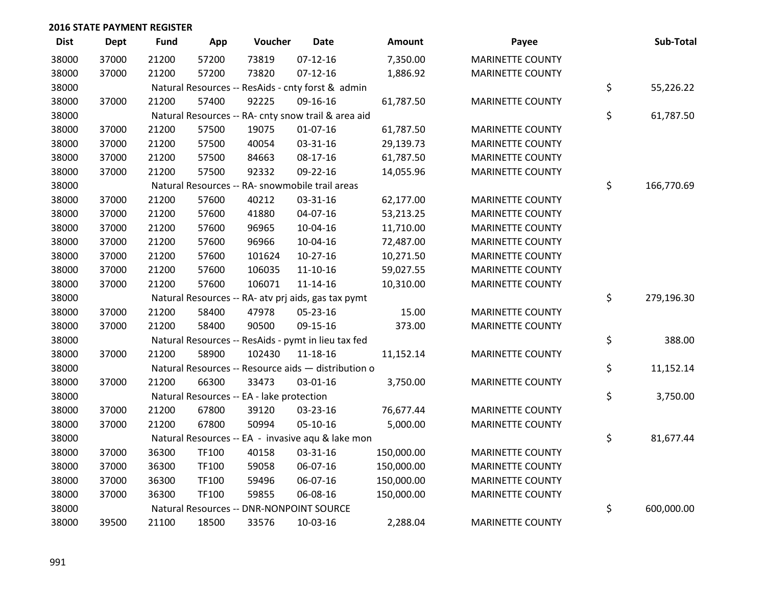## 2016 STATE PAYMENT REGISTER

| Dist | Dept | Fund | App | Voucher | Date | Amount | Payee | Sub-Total |
|---|---|---|---|---|---|---|---|---|
| 38000 | 37000 | 21200 | 57200 | 73819 | 07-12-16 | 7,350.00 | MARINETTE COUNTY | |
| 38000 | 37000 | 21200 | 57200 | 73820 | 07-12-16 | 1,886.92 | MARINETTE COUNTY | |
| 38000 | | Natural Resources -- ResAids - cnty forst & admin | | | | | | $ 55,226.22 |
| 38000 | 37000 | 21200 | 57400 | 92225 | 09-16-16 | 61,787.50 | MARINETTE COUNTY | |
| 38000 | | Natural Resources -- RA- cnty snow trail & area aid | | | | | | $ 61,787.50 |
| 38000 | 37000 | 21200 | 57500 | 19075 | 01-07-16 | 61,787.50 | MARINETTE COUNTY | |
| 38000 | 37000 | 21200 | 57500 | 40054 | 03-31-16 | 29,139.73 | MARINETTE COUNTY | |
| 38000 | 37000 | 21200 | 57500 | 84663 | 08-17-16 | 61,787.50 | MARINETTE COUNTY | |
| 38000 | 37000 | 21200 | 57500 | 92332 | 09-22-16 | 14,055.96 | MARINETTE COUNTY | |
| 38000 | | Natural Resources -- RA- snowmobile trail areas | | | | | | $ 166,770.69 |
| 38000 | 37000 | 21200 | 57600 | 40212 | 03-31-16 | 62,177.00 | MARINETTE COUNTY | |
| 38000 | 37000 | 21200 | 57600 | 41880 | 04-07-16 | 53,213.25 | MARINETTE COUNTY | |
| 38000 | 37000 | 21200 | 57600 | 96965 | 10-04-16 | 11,710.00 | MARINETTE COUNTY | |
| 38000 | 37000 | 21200 | 57600 | 96966 | 10-04-16 | 72,487.00 | MARINETTE COUNTY | |
| 38000 | 37000 | 21200 | 57600 | 101624 | 10-27-16 | 10,271.50 | MARINETTE COUNTY | |
| 38000 | 37000 | 21200 | 57600 | 106035 | 11-10-16 | 59,027.55 | MARINETTE COUNTY | |
| 38000 | 37000 | 21200 | 57600 | 106071 | 11-14-16 | 10,310.00 | MARINETTE COUNTY | |
| 38000 | | Natural Resources -- RA- atv prj aids, gas tax pymt | | | | | | $ 279,196.30 |
| 38000 | 37000 | 21200 | 58400 | 47978 | 05-23-16 | 15.00 | MARINETTE COUNTY | |
| 38000 | 37000 | 21200 | 58400 | 90500 | 09-15-16 | 373.00 | MARINETTE COUNTY | |
| 38000 | | Natural Resources -- ResAids - pymt in lieu tax fed | | | | | | $ 388.00 |
| 38000 | 37000 | 21200 | 58900 | 102430 | 11-18-16 | 11,152.14 | MARINETTE COUNTY | |
| 38000 | | Natural Resources -- Resource aids — distribution o | | | | | | $ 11,152.14 |
| 38000 | 37000 | 21200 | 66300 | 33473 | 03-01-16 | 3,750.00 | MARINETTE COUNTY | |
| 38000 | | Natural Resources -- EA - lake protection | | | | | | $ 3,750.00 |
| 38000 | 37000 | 21200 | 67800 | 39120 | 03-23-16 | 76,677.44 | MARINETTE COUNTY | |
| 38000 | 37000 | 21200 | 67800 | 50994 | 05-10-16 | 5,000.00 | MARINETTE COUNTY | |
| 38000 | | Natural Resources -- EA - invasive aqu & lake mon | | | | | | $ 81,677.44 |
| 38000 | 37000 | 36300 | TF100 | 40158 | 03-31-16 | 150,000.00 | MARINETTE COUNTY | |
| 38000 | 37000 | 36300 | TF100 | 59058 | 06-07-16 | 150,000.00 | MARINETTE COUNTY | |
| 38000 | 37000 | 36300 | TF100 | 59496 | 06-07-16 | 150,000.00 | MARINETTE COUNTY | |
| 38000 | 37000 | 36300 | TF100 | 59855 | 06-08-16 | 150,000.00 | MARINETTE COUNTY | |
| 38000 | | Natural Resources -- DNR-NONPOINT SOURCE | | | | | | $ 600,000.00 |
| 38000 | 39500 | 21100 | 18500 | 33576 | 10-03-16 | 2,288.04 | MARINETTE COUNTY | |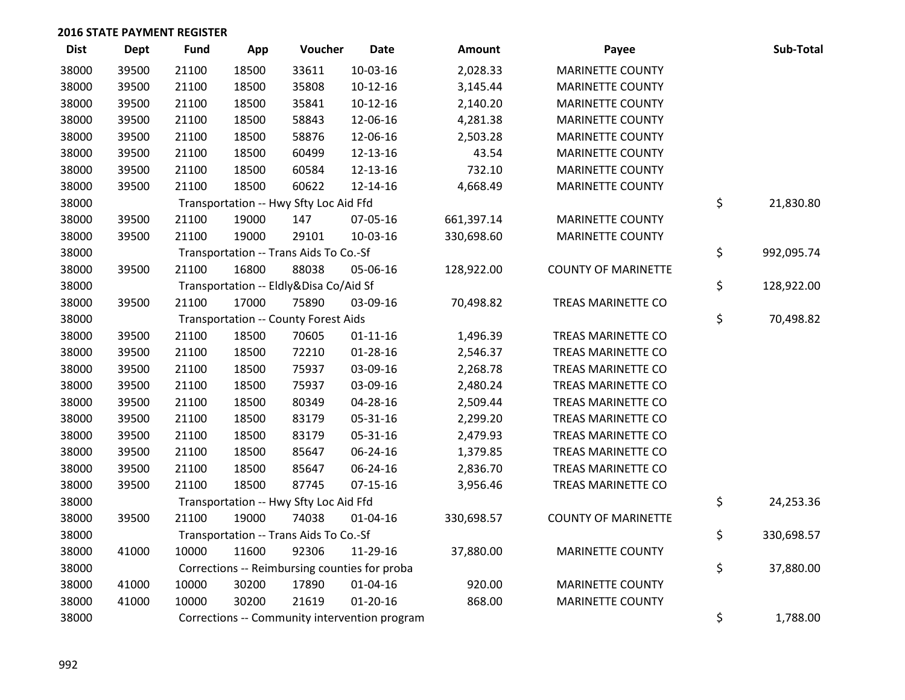## 2016 STATE PAYMENT REGISTER

| Dist | Dept | Fund | App | Voucher | Date | Amount | Payee | Sub-Total |
|---|---|---|---|---|---|---|---|---|
| 38000 | 39500 | 21100 | 18500 | 33611 | 10-03-16 | 2,028.33 | MARINETTE COUNTY | |
| 38000 | 39500 | 21100 | 18500 | 35808 | 10-12-16 | 3,145.44 | MARINETTE COUNTY | |
| 38000 | 39500 | 21100 | 18500 | 35841 | 10-12-16 | 2,140.20 | MARINETTE COUNTY | |
| 38000 | 39500 | 21100 | 18500 | 58843 | 12-06-16 | 4,281.38 | MARINETTE COUNTY | |
| 38000 | 39500 | 21100 | 18500 | 58876 | 12-06-16 | 2,503.28 | MARINETTE COUNTY | |
| 38000 | 39500 | 21100 | 18500 | 60499 | 12-13-16 | 43.54 | MARINETTE COUNTY | |
| 38000 | 39500 | 21100 | 18500 | 60584 | 12-13-16 | 732.10 | MARINETTE COUNTY | |
| 38000 | 39500 | 21100 | 18500 | 60622 | 12-14-16 | 4,668.49 | MARINETTE COUNTY | |
| 38000 | | Transportation -- Hwy Sfty Loc Aid Ffd | | | | | | $ 21,830.80 |
| 38000 | 39500 | 21100 | 19000 | 147 | 07-05-16 | 661,397.14 | MARINETTE COUNTY | |
| 38000 | 39500 | 21100 | 19000 | 29101 | 10-03-16 | 330,698.60 | MARINETTE COUNTY | |
| 38000 | | Transportation -- Trans Aids To Co.-Sf | | | | | | $ 992,095.74 |
| 38000 | 39500 | 21100 | 16800 | 88038 | 05-06-16 | 128,922.00 | COUNTY OF MARINETTE | |
| 38000 | | Transportation -- Eldly&Disa Co/Aid Sf | | | | | | $ 128,922.00 |
| 38000 | 39500 | 21100 | 17000 | 75890 | 03-09-16 | 70,498.82 | TREAS MARINETTE CO | |
| 38000 | | Transportation -- County Forest Aids | | | | | | $ 70,498.82 |
| 38000 | 39500 | 21100 | 18500 | 70605 | 01-11-16 | 1,496.39 | TREAS MARINETTE CO | |
| 38000 | 39500 | 21100 | 18500 | 72210 | 01-28-16 | 2,546.37 | TREAS MARINETTE CO | |
| 38000 | 39500 | 21100 | 18500 | 75937 | 03-09-16 | 2,268.78 | TREAS MARINETTE CO | |
| 38000 | 39500 | 21100 | 18500 | 75937 | 03-09-16 | 2,480.24 | TREAS MARINETTE CO | |
| 38000 | 39500 | 21100 | 18500 | 80349 | 04-28-16 | 2,509.44 | TREAS MARINETTE CO | |
| 38000 | 39500 | 21100 | 18500 | 83179 | 05-31-16 | 2,299.20 | TREAS MARINETTE CO | |
| 38000 | 39500 | 21100 | 18500 | 83179 | 05-31-16 | 2,479.93 | TREAS MARINETTE CO | |
| 38000 | 39500 | 21100 | 18500 | 85647 | 06-24-16 | 1,379.85 | TREAS MARINETTE CO | |
| 38000 | 39500 | 21100 | 18500 | 85647 | 06-24-16 | 2,836.70 | TREAS MARINETTE CO | |
| 38000 | 39500 | 21100 | 18500 | 87745 | 07-15-16 | 3,956.46 | TREAS MARINETTE CO | |
| 38000 | | Transportation -- Hwy Sfty Loc Aid Ffd | | | | | | $ 24,253.36 |
| 38000 | 39500 | 21100 | 19000 | 74038 | 01-04-16 | 330,698.57 | COUNTY OF MARINETTE | |
| 38000 | | Transportation -- Trans Aids To Co.-Sf | | | | | | $ 330,698.57 |
| 38000 | 41000 | 10000 | 11600 | 92306 | 11-29-16 | 37,880.00 | MARINETTE COUNTY | |
| 38000 | | Corrections -- Reimbursing counties for proba | | | | | | $ 37,880.00 |
| 38000 | 41000 | 10000 | 30200 | 17890 | 01-04-16 | 920.00 | MARINETTE COUNTY | |
| 38000 | 41000 | 10000 | 30200 | 21619 | 01-20-16 | 868.00 | MARINETTE COUNTY | |
| 38000 | | Corrections -- Community intervention program | | | | | | $ 1,788.00 |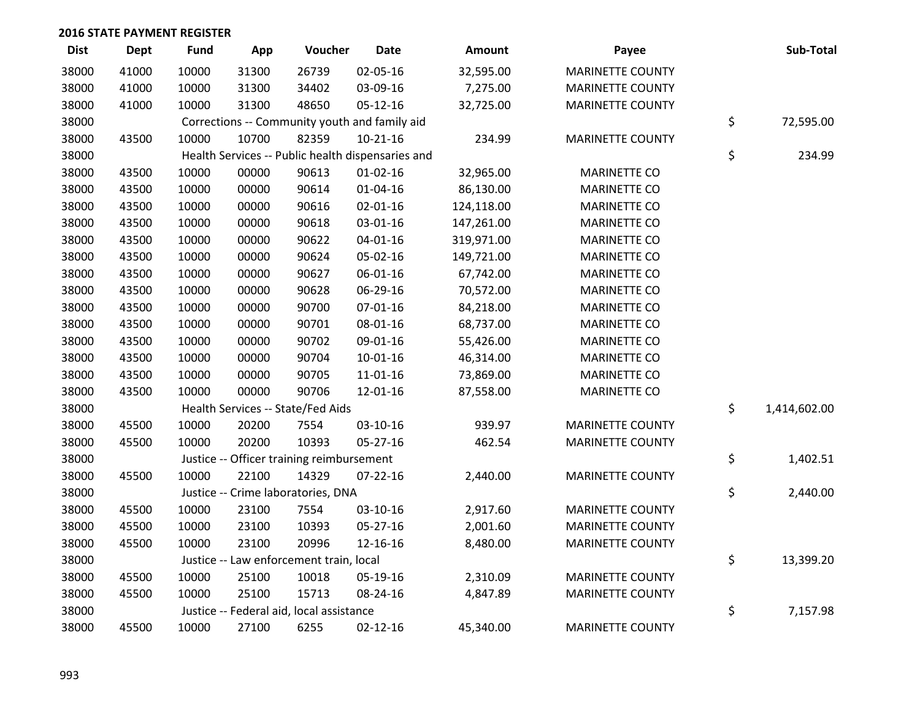## 2016 STATE PAYMENT REGISTER

| Dist | Dept | Fund | App | Voucher | Date | Amount | Payee | Sub-Total |
|---|---|---|---|---|---|---|---|---|
| 38000 | 41000 | 10000 | 31300 | 26739 | 02-05-16 | 32,595.00 | MARINETTE COUNTY | |
| 38000 | 41000 | 10000 | 31300 | 34402 | 03-09-16 | 7,275.00 | MARINETTE COUNTY | |
| 38000 | 41000 | 10000 | 31300 | 48650 | 05-12-16 | 32,725.00 | MARINETTE COUNTY | |
| 38000 | | Corrections -- Community youth and family aid | | | | | | $ 72,595.00 |
| 38000 | 43500 | 10000 | 10700 | 82359 | 10-21-16 | 234.99 | MARINETTE COUNTY | |
| 38000 | | Health Services -- Public health dispensaries and | | | | | | $ 234.99 |
| 38000 | 43500 | 10000 | 00000 | 90613 | 01-02-16 | 32,965.00 | MARINETTE CO | |
| 38000 | 43500 | 10000 | 00000 | 90614 | 01-04-16 | 86,130.00 | MARINETTE CO | |
| 38000 | 43500 | 10000 | 00000 | 90616 | 02-01-16 | 124,118.00 | MARINETTE CO | |
| 38000 | 43500 | 10000 | 00000 | 90618 | 03-01-16 | 147,261.00 | MARINETTE CO | |
| 38000 | 43500 | 10000 | 00000 | 90622 | 04-01-16 | 319,971.00 | MARINETTE CO | |
| 38000 | 43500 | 10000 | 00000 | 90624 | 05-02-16 | 149,721.00 | MARINETTE CO | |
| 38000 | 43500 | 10000 | 00000 | 90627 | 06-01-16 | 67,742.00 | MARINETTE CO | |
| 38000 | 43500 | 10000 | 00000 | 90628 | 06-29-16 | 70,572.00 | MARINETTE CO | |
| 38000 | 43500 | 10000 | 00000 | 90700 | 07-01-16 | 84,218.00 | MARINETTE CO | |
| 38000 | 43500 | 10000 | 00000 | 90701 | 08-01-16 | 68,737.00 | MARINETTE CO | |
| 38000 | 43500 | 10000 | 00000 | 90702 | 09-01-16 | 55,426.00 | MARINETTE CO | |
| 38000 | 43500 | 10000 | 00000 | 90704 | 10-01-16 | 46,314.00 | MARINETTE CO | |
| 38000 | 43500 | 10000 | 00000 | 90705 | 11-01-16 | 73,869.00 | MARINETTE CO | |
| 38000 | 43500 | 10000 | 00000 | 90706 | 12-01-16 | 87,558.00 | MARINETTE CO | |
| 38000 | | Health Services -- State/Fed Aids | | | | | | $ 1,414,602.00 |
| 38000 | 45500 | 10000 | 20200 | 7554 | 03-10-16 | 939.97 | MARINETTE COUNTY | |
| 38000 | 45500 | 10000 | 20200 | 10393 | 05-27-16 | 462.54 | MARINETTE COUNTY | |
| 38000 | | Justice -- Officer training reimbursement | | | | | | $ 1,402.51 |
| 38000 | 45500 | 10000 | 22100 | 14329 | 07-22-16 | 2,440.00 | MARINETTE COUNTY | |
| 38000 | | Justice -- Crime laboratories, DNA | | | | | | $ 2,440.00 |
| 38000 | 45500 | 10000 | 23100 | 7554 | 03-10-16 | 2,917.60 | MARINETTE COUNTY | |
| 38000 | 45500 | 10000 | 23100 | 10393 | 05-27-16 | 2,001.60 | MARINETTE COUNTY | |
| 38000 | 45500 | 10000 | 23100 | 20996 | 12-16-16 | 8,480.00 | MARINETTE COUNTY | |
| 38000 | | Justice -- Law enforcement train, local | | | | | | $ 13,399.20 |
| 38000 | 45500 | 10000 | 25100 | 10018 | 05-19-16 | 2,310.09 | MARINETTE COUNTY | |
| 38000 | 45500 | 10000 | 25100 | 15713 | 08-24-16 | 4,847.89 | MARINETTE COUNTY | |
| 38000 | | Justice -- Federal aid, local assistance | | | | | | $ 7,157.98 |
| 38000 | 45500 | 10000 | 27100 | 6255 | 02-12-16 | 45,340.00 | MARINETTE COUNTY | |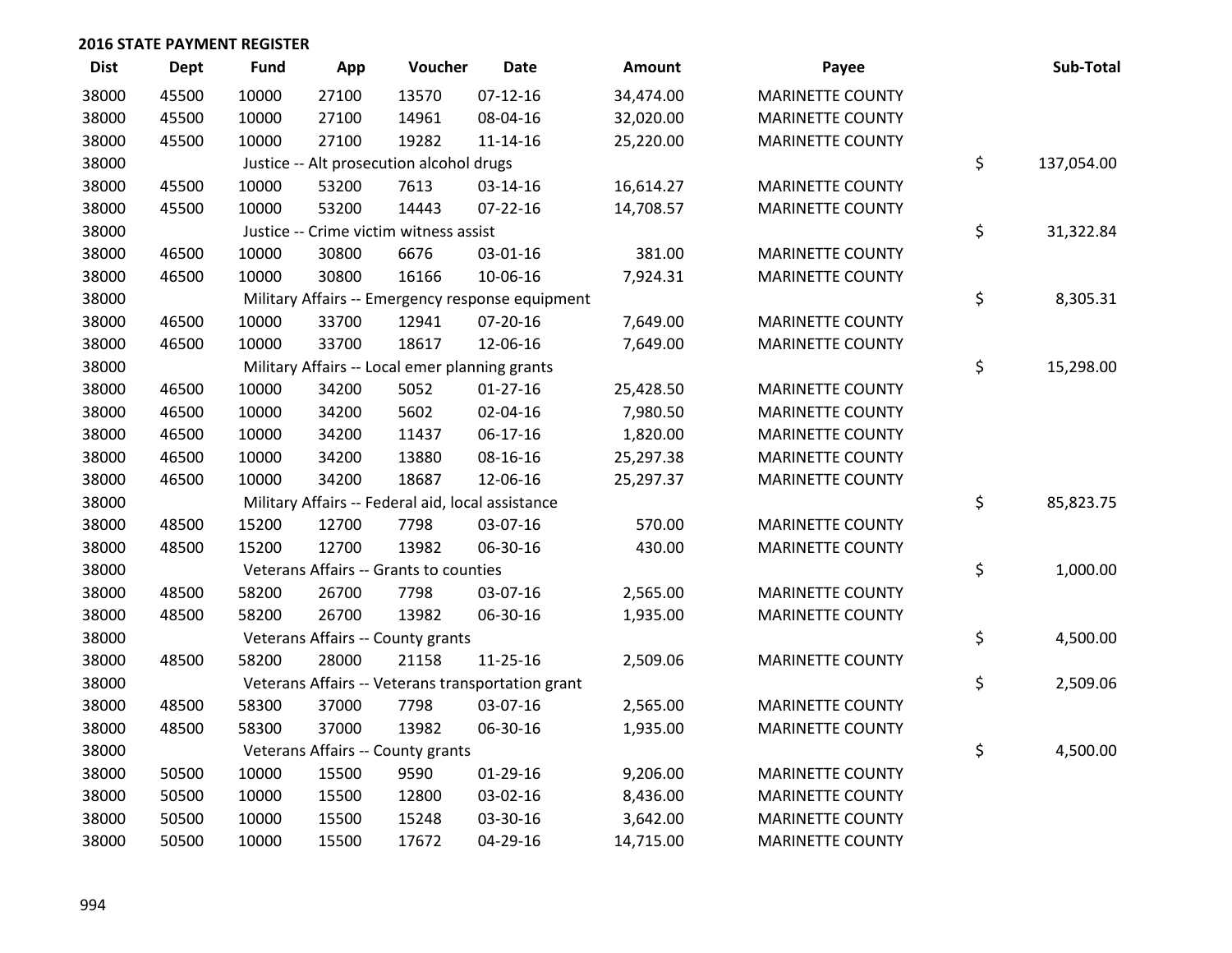## 2016 STATE PAYMENT REGISTER

| Dist | Dept | Fund | App | Voucher | Date | Amount | Payee | Sub-Total |
|---|---|---|---|---|---|---|---|---|
| 38000 | 45500 | 10000 | 27100 | 13570 | 07-12-16 | 34,474.00 | MARINETTE COUNTY | |
| 38000 | 45500 | 10000 | 27100 | 14961 | 08-04-16 | 32,020.00 | MARINETTE COUNTY | |
| 38000 | 45500 | 10000 | 27100 | 19282 | 11-14-16 | 25,220.00 | MARINETTE COUNTY | |
| 38000 | | Justice -- Alt prosecution alcohol drugs | | | | | | $ 137,054.00 |
| 38000 | 45500 | 10000 | 53200 | 7613 | 03-14-16 | 16,614.27 | MARINETTE COUNTY | |
| 38000 | 45500 | 10000 | 53200 | 14443 | 07-22-16 | 14,708.57 | MARINETTE COUNTY | |
| 38000 | | Justice -- Crime victim witness assist | | | | | | $ 31,322.84 |
| 38000 | 46500 | 10000 | 30800 | 6676 | 03-01-16 | 381.00 | MARINETTE COUNTY | |
| 38000 | 46500 | 10000 | 30800 | 16166 | 10-06-16 | 7,924.31 | MARINETTE COUNTY | |
| 38000 | | Military Affairs -- Emergency response equipment | | | | | | $ 8,305.31 |
| 38000 | 46500 | 10000 | 33700 | 12941 | 07-20-16 | 7,649.00 | MARINETTE COUNTY | |
| 38000 | 46500 | 10000 | 33700 | 18617 | 12-06-16 | 7,649.00 | MARINETTE COUNTY | |
| 38000 | | Military Affairs -- Local emer planning grants | | | | | | $ 15,298.00 |
| 38000 | 46500 | 10000 | 34200 | 5052 | 01-27-16 | 25,428.50 | MARINETTE COUNTY | |
| 38000 | 46500 | 10000 | 34200 | 5602 | 02-04-16 | 7,980.50 | MARINETTE COUNTY | |
| 38000 | 46500 | 10000 | 34200 | 11437 | 06-17-16 | 1,820.00 | MARINETTE COUNTY | |
| 38000 | 46500 | 10000 | 34200 | 13880 | 08-16-16 | 25,297.38 | MARINETTE COUNTY | |
| 38000 | 46500 | 10000 | 34200 | 18687 | 12-06-16 | 25,297.37 | MARINETTE COUNTY | |
| 38000 | | Military Affairs -- Federal aid, local assistance | | | | | | $ 85,823.75 |
| 38000 | 48500 | 15200 | 12700 | 7798 | 03-07-16 | 570.00 | MARINETTE COUNTY | |
| 38000 | 48500 | 15200 | 12700 | 13982 | 06-30-16 | 430.00 | MARINETTE COUNTY | |
| 38000 | | Veterans Affairs -- Grants to counties | | | | | | $ 1,000.00 |
| 38000 | 48500 | 58200 | 26700 | 7798 | 03-07-16 | 2,565.00 | MARINETTE COUNTY | |
| 38000 | 48500 | 58200 | 26700 | 13982 | 06-30-16 | 1,935.00 | MARINETTE COUNTY | |
| 38000 | | Veterans Affairs -- County grants | | | | | | $ 4,500.00 |
| 38000 | 48500 | 58200 | 28000 | 21158 | 11-25-16 | 2,509.06 | MARINETTE COUNTY | |
| 38000 | | Veterans Affairs -- Veterans transportation grant | | | | | | $ 2,509.06 |
| 38000 | 48500 | 58300 | 37000 | 7798 | 03-07-16 | 2,565.00 | MARINETTE COUNTY | |
| 38000 | 48500 | 58300 | 37000 | 13982 | 06-30-16 | 1,935.00 | MARINETTE COUNTY | |
| 38000 | | Veterans Affairs -- County grants | | | | | | $ 4,500.00 |
| 38000 | 50500 | 10000 | 15500 | 9590 | 01-29-16 | 9,206.00 | MARINETTE COUNTY | |
| 38000 | 50500 | 10000 | 15500 | 12800 | 03-02-16 | 8,436.00 | MARINETTE COUNTY | |
| 38000 | 50500 | 10000 | 15500 | 15248 | 03-30-16 | 3,642.00 | MARINETTE COUNTY | |
| 38000 | 50500 | 10000 | 15500 | 17672 | 04-29-16 | 14,715.00 | MARINETTE COUNTY | |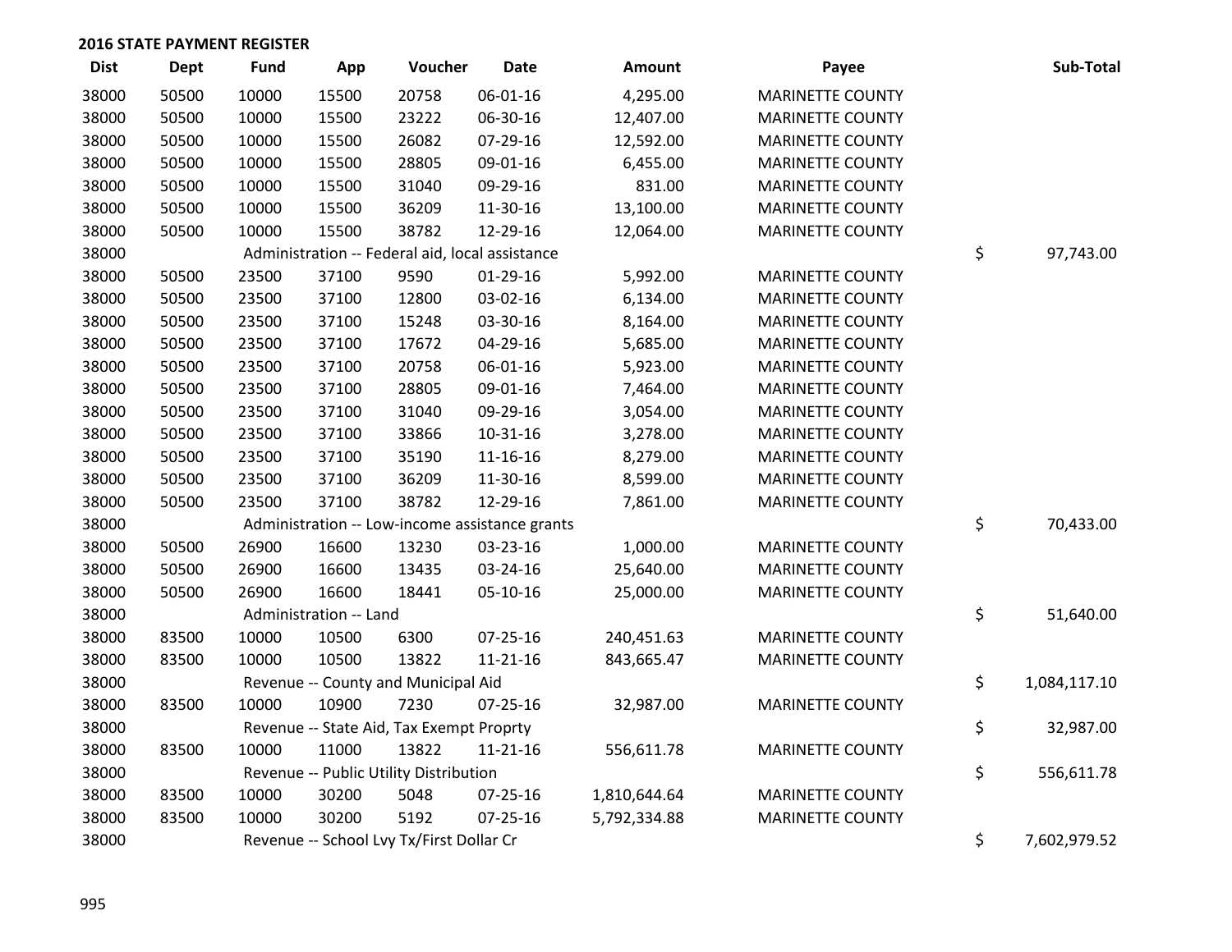## 2016 STATE PAYMENT REGISTER

| Dist | Dept | Fund | App | Voucher | Date | Amount | Payee | Sub-Total |
|---|---|---|---|---|---|---|---|---|
| 38000 | 50500 | 10000 | 15500 | 20758 | 06-01-16 | 4,295.00 | MARINETTE COUNTY | |
| 38000 | 50500 | 10000 | 15500 | 23222 | 06-30-16 | 12,407.00 | MARINETTE COUNTY | |
| 38000 | 50500 | 10000 | 15500 | 26082 | 07-29-16 | 12,592.00 | MARINETTE COUNTY | |
| 38000 | 50500 | 10000 | 15500 | 28805 | 09-01-16 | 6,455.00 | MARINETTE COUNTY | |
| 38000 | 50500 | 10000 | 15500 | 31040 | 09-29-16 | 831.00 | MARINETTE COUNTY | |
| 38000 | 50500 | 10000 | 15500 | 36209 | 11-30-16 | 13,100.00 | MARINETTE COUNTY | |
| 38000 | 50500 | 10000 | 15500 | 38782 | 12-29-16 | 12,064.00 | MARINETTE COUNTY | |
| 38000 | | Administration -- Federal aid, local assistance | | | | | | $ 97,743.00 |
| 38000 | 50500 | 23500 | 37100 | 9590 | 01-29-16 | 5,992.00 | MARINETTE COUNTY | |
| 38000 | 50500 | 23500 | 37100 | 12800 | 03-02-16 | 6,134.00 | MARINETTE COUNTY | |
| 38000 | 50500 | 23500 | 37100 | 15248 | 03-30-16 | 8,164.00 | MARINETTE COUNTY | |
| 38000 | 50500 | 23500 | 37100 | 17672 | 04-29-16 | 5,685.00 | MARINETTE COUNTY | |
| 38000 | 50500 | 23500 | 37100 | 20758 | 06-01-16 | 5,923.00 | MARINETTE COUNTY | |
| 38000 | 50500 | 23500 | 37100 | 28805 | 09-01-16 | 7,464.00 | MARINETTE COUNTY | |
| 38000 | 50500 | 23500 | 37100 | 31040 | 09-29-16 | 3,054.00 | MARINETTE COUNTY | |
| 38000 | 50500 | 23500 | 37100 | 33866 | 10-31-16 | 3,278.00 | MARINETTE COUNTY | |
| 38000 | 50500 | 23500 | 37100 | 35190 | 11-16-16 | 8,279.00 | MARINETTE COUNTY | |
| 38000 | 50500 | 23500 | 37100 | 36209 | 11-30-16 | 8,599.00 | MARINETTE COUNTY | |
| 38000 | 50500 | 23500 | 37100 | 38782 | 12-29-16 | 7,861.00 | MARINETTE COUNTY | |
| 38000 | | Administration -- Low-income assistance grants | | | | | | $ 70,433.00 |
| 38000 | 50500 | 26900 | 16600 | 13230 | 03-23-16 | 1,000.00 | MARINETTE COUNTY | |
| 38000 | 50500 | 26900 | 16600 | 13435 | 03-24-16 | 25,640.00 | MARINETTE COUNTY | |
| 38000 | 50500 | 26900 | 16600 | 18441 | 05-10-16 | 25,000.00 | MARINETTE COUNTY | |
| 38000 | | Administration -- Land | | | | | | $ 51,640.00 |
| 38000 | 83500 | 10000 | 10500 | 6300 | 07-25-16 | 240,451.63 | MARINETTE COUNTY | |
| 38000 | 83500 | 10000 | 10500 | 13822 | 11-21-16 | 843,665.47 | MARINETTE COUNTY | |
| 38000 | | Revenue -- County and Municipal Aid | | | | | | $ 1,084,117.10 |
| 38000 | 83500 | 10000 | 10900 | 7230 | 07-25-16 | 32,987.00 | MARINETTE COUNTY | |
| 38000 | | Revenue -- State Aid, Tax Exempt Proprty | | | | | | $ 32,987.00 |
| 38000 | 83500 | 10000 | 11000 | 13822 | 11-21-16 | 556,611.78 | MARINETTE COUNTY | |
| 38000 | | Revenue -- Public Utility Distribution | | | | | | $ 556,611.78 |
| 38000 | 83500 | 10000 | 30200 | 5048 | 07-25-16 | 1,810,644.64 | MARINETTE COUNTY | |
| 38000 | 83500 | 10000 | 30200 | 5192 | 07-25-16 | 5,792,334.88 | MARINETTE COUNTY | |
| 38000 | | Revenue -- School Lvy Tx/First Dollar Cr | | | | | | $ 7,602,979.52 |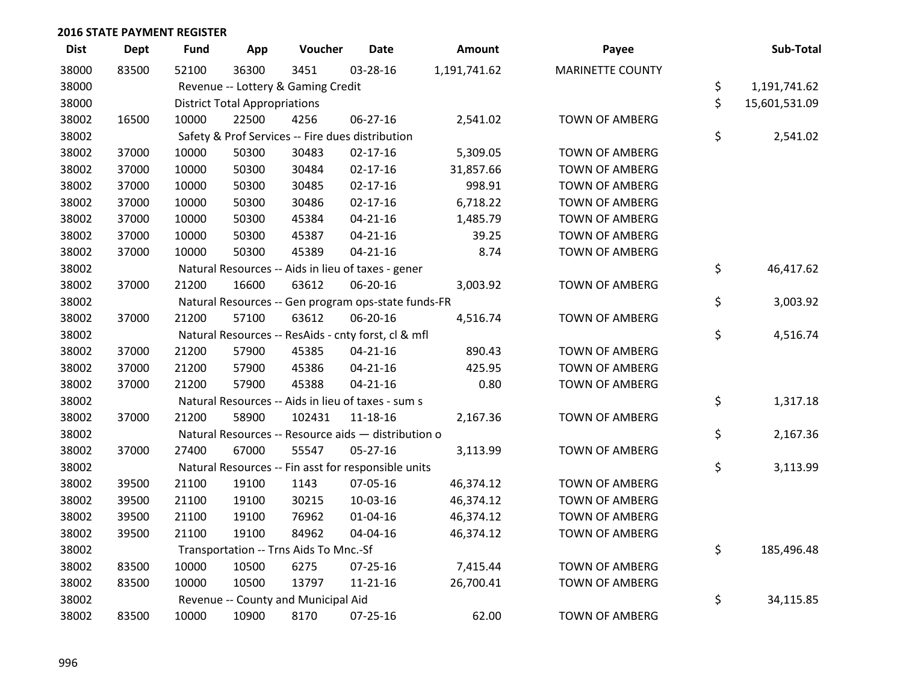**2016 STATE PAYMENT REGISTER**

| Dist | Dept | Fund | App | Voucher | Date | Amount | Payee | Sub-Total |
|---|---|---|---|---|---|---|---|---|
| 38000 | 83500 | 52100 | 36300 | 3451 | 03-28-16 | 1,191,741.62 | MARINETTE COUNTY | |
| 38000 | | Revenue -- Lottery & Gaming Credit | | | | | | $ 1,191,741.62 |
| 38000 | | District Total Appropriations | | | | | | $ 15,601,531.09 |
| 38002 | 16500 | 10000 | 22500 | 4256 | 06-27-16 | 2,541.02 | TOWN OF AMBERG | |
| 38002 | | Safety & Prof Services -- Fire dues distribution | | | | | | $ 2,541.02 |
| 38002 | 37000 | 10000 | 50300 | 30483 | 02-17-16 | 5,309.05 | TOWN OF AMBERG | |
| 38002 | 37000 | 10000 | 50300 | 30484 | 02-17-16 | 31,857.66 | TOWN OF AMBERG | |
| 38002 | 37000 | 10000 | 50300 | 30485 | 02-17-16 | 998.91 | TOWN OF AMBERG | |
| 38002 | 37000 | 10000 | 50300 | 30486 | 02-17-16 | 6,718.22 | TOWN OF AMBERG | |
| 38002 | 37000 | 10000 | 50300 | 45384 | 04-21-16 | 1,485.79 | TOWN OF AMBERG | |
| 38002 | 37000 | 10000 | 50300 | 45387 | 04-21-16 | 39.25 | TOWN OF AMBERG | |
| 38002 | 37000 | 10000 | 50300 | 45389 | 04-21-16 | 8.74 | TOWN OF AMBERG | |
| 38002 | | Natural Resources -- Aids in lieu of taxes - gener | | | | | | $ 46,417.62 |
| 38002 | 37000 | 21200 | 16600 | 63612 | 06-20-16 | 3,003.92 | TOWN OF AMBERG | |
| 38002 | | Natural Resources -- Gen program ops-state funds-FR | | | | | | $ 3,003.92 |
| 38002 | 37000 | 21200 | 57100 | 63612 | 06-20-16 | 4,516.74 | TOWN OF AMBERG | |
| 38002 | | Natural Resources -- ResAids - cnty forst, cl & mfl | | | | | | $ 4,516.74 |
| 38002 | 37000 | 21200 | 57900 | 45385 | 04-21-16 | 890.43 | TOWN OF AMBERG | |
| 38002 | 37000 | 21200 | 57900 | 45386 | 04-21-16 | 425.95 | TOWN OF AMBERG | |
| 38002 | 37000 | 21200 | 57900 | 45388 | 04-21-16 | 0.80 | TOWN OF AMBERG | |
| 38002 | | Natural Resources -- Aids in lieu of taxes - sum s | | | | | | $ 1,317.18 |
| 38002 | 37000 | 21200 | 58900 | 102431 | 11-18-16 | 2,167.36 | TOWN OF AMBERG | |
| 38002 | | Natural Resources -- Resource aids — distribution o | | | | | | $ 2,167.36 |
| 38002 | 37000 | 27400 | 67000 | 55547 | 05-27-16 | 3,113.99 | TOWN OF AMBERG | |
| 38002 | | Natural Resources -- Fin asst for responsible units | | | | | | $ 3,113.99 |
| 38002 | 39500 | 21100 | 19100 | 1143 | 07-05-16 | 46,374.12 | TOWN OF AMBERG | |
| 38002 | 39500 | 21100 | 19100 | 30215 | 10-03-16 | 46,374.12 | TOWN OF AMBERG | |
| 38002 | 39500 | 21100 | 19100 | 76962 | 01-04-16 | 46,374.12 | TOWN OF AMBERG | |
| 38002 | 39500 | 21100 | 19100 | 84962 | 04-04-16 | 46,374.12 | TOWN OF AMBERG | |
| 38002 | | Transportation -- Trns Aids To Mnc.-Sf | | | | | | $ 185,496.48 |
| 38002 | 83500 | 10000 | 10500 | 6275 | 07-25-16 | 7,415.44 | TOWN OF AMBERG | |
| 38002 | 83500 | 10000 | 10500 | 13797 | 11-21-16 | 26,700.41 | TOWN OF AMBERG | |
| 38002 | | Revenue -- County and Municipal Aid | | | | | | $ 34,115.85 |
| 38002 | 83500 | 10000 | 10900 | 8170 | 07-25-16 | 62.00 | TOWN OF AMBERG | |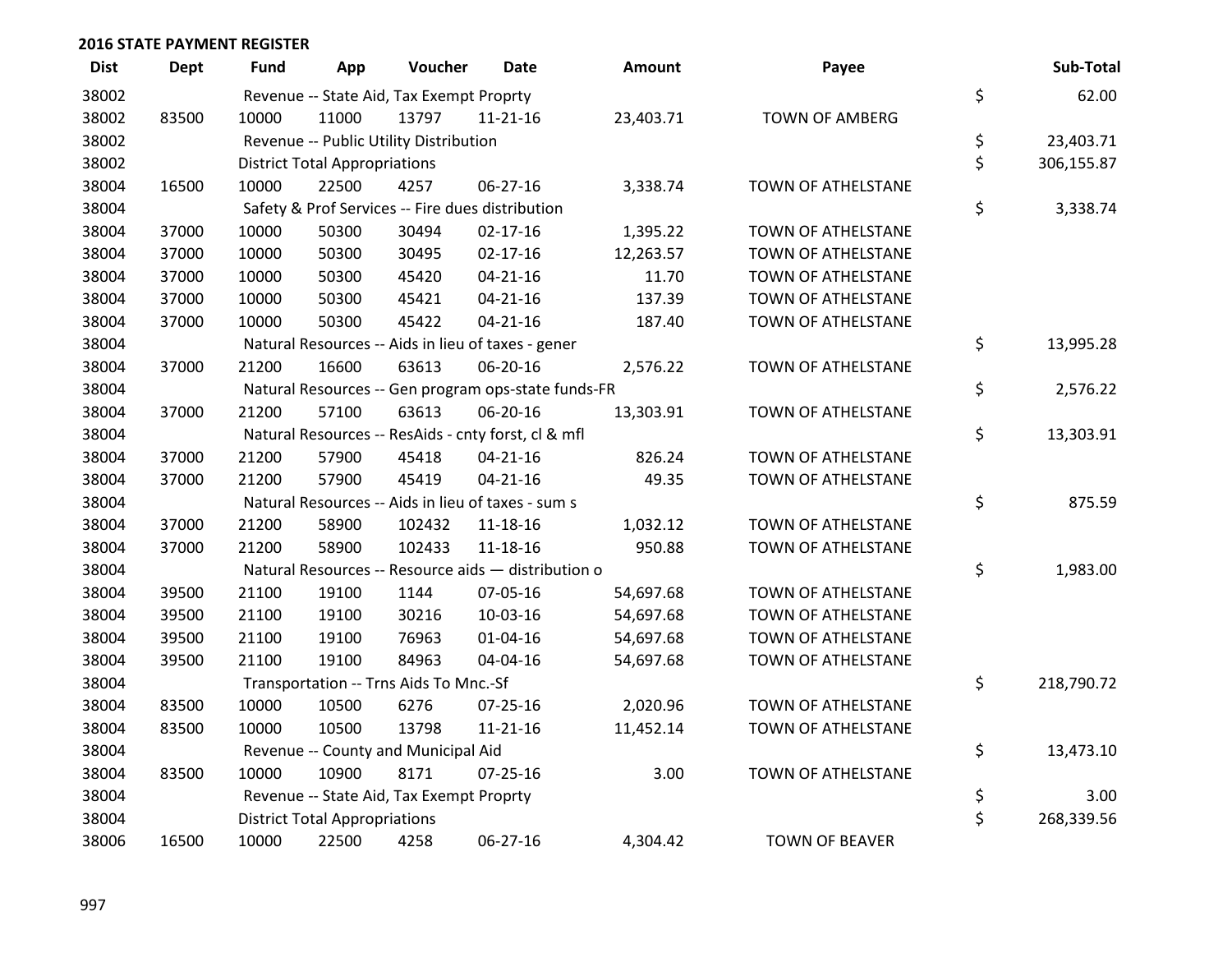## 2016 STATE PAYMENT REGISTER

| Dist | Dept | Fund | App | Voucher | Date | Amount | Payee | | Sub-Total |
|---|---|---|---|---|---|---|---|---|---|
| 38002 | | Revenue -- State Aid, Tax Exempt Proprty | | | | | | $ | 62.00 |
| 38002 | 83500 | 10000 | 11000 | 13797 | 11-21-16 | 23,403.71 | TOWN OF AMBERG | | |
| 38002 | | Revenue -- Public Utility Distribution | | | | | | $ | 23,403.71 |
| 38002 | | District Total Appropriations | | | | | | $ | 306,155.87 |
| 38004 | 16500 | 10000 | 22500 | 4257 | 06-27-16 | 3,338.74 | TOWN OF ATHELSTANE | | |
| 38004 | | Safety & Prof Services -- Fire dues distribution | | | | | | $ | 3,338.74 |
| 38004 | 37000 | 10000 | 50300 | 30494 | 02-17-16 | 1,395.22 | TOWN OF ATHELSTANE | | |
| 38004 | 37000 | 10000 | 50300 | 30495 | 02-17-16 | 12,263.57 | TOWN OF ATHELSTANE | | |
| 38004 | 37000 | 10000 | 50300 | 45420 | 04-21-16 | 11.70 | TOWN OF ATHELSTANE | | |
| 38004 | 37000 | 10000 | 50300 | 45421 | 04-21-16 | 137.39 | TOWN OF ATHELSTANE | | |
| 38004 | 37000 | 10000 | 50300 | 45422 | 04-21-16 | 187.40 | TOWN OF ATHELSTANE | | |
| 38004 | | Natural Resources -- Aids in lieu of taxes - gener | | | | | | $ | 13,995.28 |
| 38004 | 37000 | 21200 | 16600 | 63613 | 06-20-16 | 2,576.22 | TOWN OF ATHELSTANE | | |
| 38004 | | Natural Resources -- Gen program ops-state funds-FR | | | | | | $ | 2,576.22 |
| 38004 | 37000 | 21200 | 57100 | 63613 | 06-20-16 | 13,303.91 | TOWN OF ATHELSTANE | | |
| 38004 | | Natural Resources -- ResAids - cnty forst, cl & mfl | | | | | | $ | 13,303.91 |
| 38004 | 37000 | 21200 | 57900 | 45418 | 04-21-16 | 826.24 | TOWN OF ATHELSTANE | | |
| 38004 | 37000 | 21200 | 57900 | 45419 | 04-21-16 | 49.35 | TOWN OF ATHELSTANE | | |
| 38004 | | Natural Resources -- Aids in lieu of taxes - sum s | | | | | | $ | 875.59 |
| 38004 | 37000 | 21200 | 58900 | 102432 | 11-18-16 | 1,032.12 | TOWN OF ATHELSTANE | | |
| 38004 | 37000 | 21200 | 58900 | 102433 | 11-18-16 | 950.88 | TOWN OF ATHELSTANE | | |
| 38004 | | Natural Resources -- Resource aids — distribution o | | | | | | $ | 1,983.00 |
| 38004 | 39500 | 21100 | 19100 | 1144 | 07-05-16 | 54,697.68 | TOWN OF ATHELSTANE | | |
| 38004 | 39500 | 21100 | 19100 | 30216 | 10-03-16 | 54,697.68 | TOWN OF ATHELSTANE | | |
| 38004 | 39500 | 21100 | 19100 | 76963 | 01-04-16 | 54,697.68 | TOWN OF ATHELSTANE | | |
| 38004 | 39500 | 21100 | 19100 | 84963 | 04-04-16 | 54,697.68 | TOWN OF ATHELSTANE | | |
| 38004 | | Transportation -- Trns Aids To Mnc.-Sf | | | | | | $ | 218,790.72 |
| 38004 | 83500 | 10000 | 10500 | 6276 | 07-25-16 | 2,020.96 | TOWN OF ATHELSTANE | | |
| 38004 | 83500 | 10000 | 10500 | 13798 | 11-21-16 | 11,452.14 | TOWN OF ATHELSTANE | | |
| 38004 | | Revenue -- County and Municipal Aid | | | | | | $ | 13,473.10 |
| 38004 | 83500 | 10000 | 10900 | 8171 | 07-25-16 | 3.00 | TOWN OF ATHELSTANE | | |
| 38004 | | Revenue -- State Aid, Tax Exempt Proprty | | | | | | $ | 3.00 |
| 38004 | | District Total Appropriations | | | | | | $ | 268,339.56 |
| 38006 | 16500 | 10000 | 22500 | 4258 | 06-27-16 | 4,304.42 | TOWN OF BEAVER | | |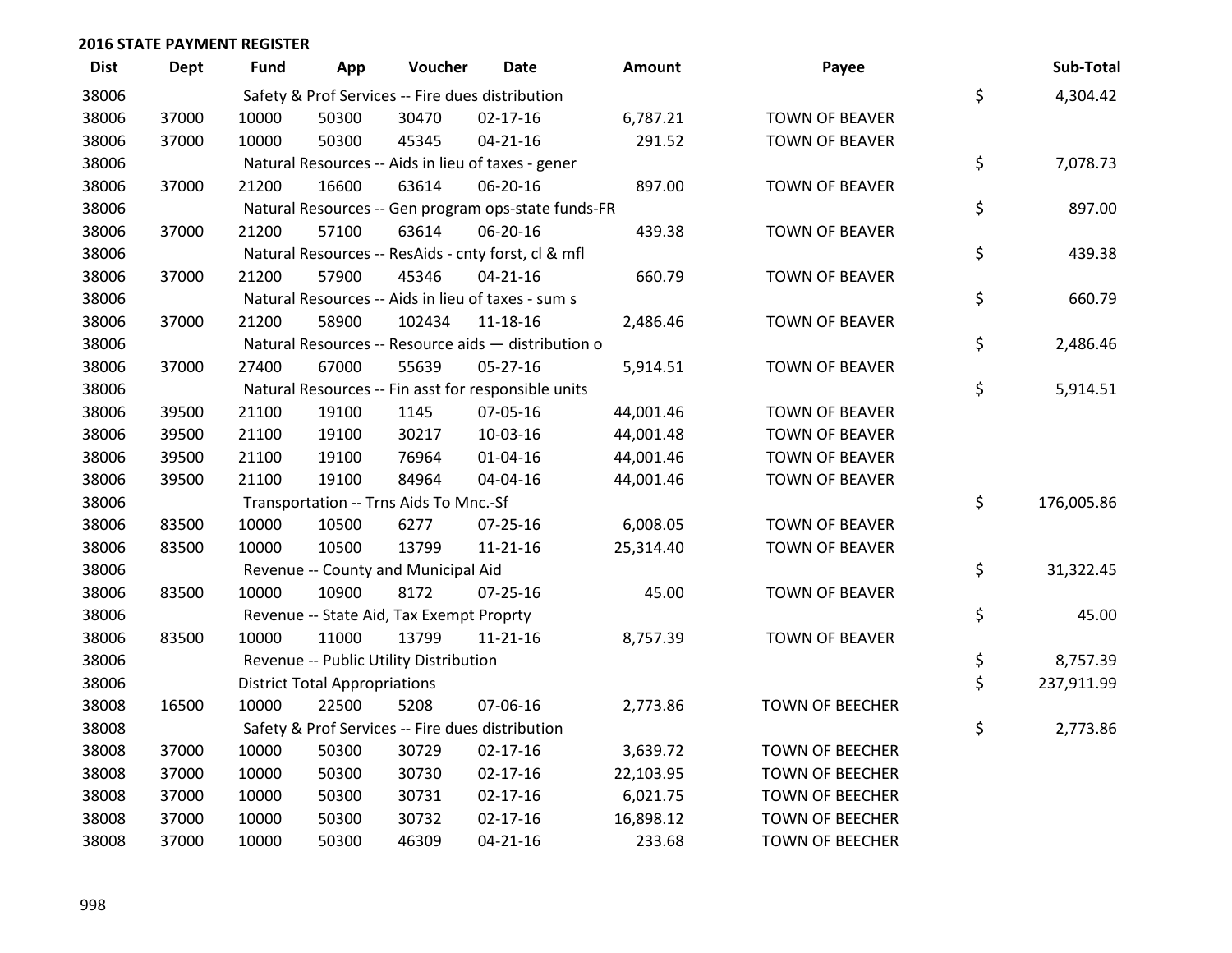## 2016 STATE PAYMENT REGISTER

| Dist | Dept | Fund | App | Voucher | Date | Amount | Payee | | Sub-Total |
|---|---|---|---|---|---|---|---|---|---|
| 38006 | | Safety & Prof Services -- Fire dues distribution | | | | | | $ | 4,304.42 |
| 38006 | 37000 | 10000 | 50300 | 30470 | 02-17-16 | 6,787.21 | TOWN OF BEAVER | | |
| 38006 | 37000 | 10000 | 50300 | 45345 | 04-21-16 | 291.52 | TOWN OF BEAVER | | |
| 38006 | | Natural Resources -- Aids in lieu of taxes - gener | | | | | | $ | 7,078.73 |
| 38006 | 37000 | 21200 | 16600 | 63614 | 06-20-16 | 897.00 | TOWN OF BEAVER | | |
| 38006 | | Natural Resources -- Gen program ops-state funds-FR | | | | | | $ | 897.00 |
| 38006 | 37000 | 21200 | 57100 | 63614 | 06-20-16 | 439.38 | TOWN OF BEAVER | | |
| 38006 | | Natural Resources -- ResAids - cnty forst, cl & mfl | | | | | | $ | 439.38 |
| 38006 | 37000 | 21200 | 57900 | 45346 | 04-21-16 | 660.79 | TOWN OF BEAVER | | |
| 38006 | | Natural Resources -- Aids in lieu of taxes - sum s | | | | | | $ | 660.79 |
| 38006 | 37000 | 21200 | 58900 | 102434 | 11-18-16 | 2,486.46 | TOWN OF BEAVER | | |
| 38006 | | Natural Resources -- Resource aids — distribution o | | | | | | $ | 2,486.46 |
| 38006 | 37000 | 27400 | 67000 | 55639 | 05-27-16 | 5,914.51 | TOWN OF BEAVER | | |
| 38006 | | Natural Resources -- Fin asst for responsible units | | | | | | $ | 5,914.51 |
| 38006 | 39500 | 21100 | 19100 | 1145 | 07-05-16 | 44,001.46 | TOWN OF BEAVER | | |
| 38006 | 39500 | 21100 | 19100 | 30217 | 10-03-16 | 44,001.48 | TOWN OF BEAVER | | |
| 38006 | 39500 | 21100 | 19100 | 76964 | 01-04-16 | 44,001.46 | TOWN OF BEAVER | | |
| 38006 | 39500 | 21100 | 19100 | 84964 | 04-04-16 | 44,001.46 | TOWN OF BEAVER | | |
| 38006 | | Transportation -- Trns Aids To Mnc.-Sf | | | | | | $ | 176,005.86 |
| 38006 | 83500 | 10000 | 10500 | 6277 | 07-25-16 | 6,008.05 | TOWN OF BEAVER | | |
| 38006 | 83500 | 10000 | 10500 | 13799 | 11-21-16 | 25,314.40 | TOWN OF BEAVER | | |
| 38006 | | Revenue -- County and Municipal Aid | | | | | | $ | 31,322.45 |
| 38006 | 83500 | 10000 | 10900 | 8172 | 07-25-16 | 45.00 | TOWN OF BEAVER | | |
| 38006 | | Revenue -- State Aid, Tax Exempt Proprty | | | | | | $ | 45.00 |
| 38006 | 83500 | 10000 | 11000 | 13799 | 11-21-16 | 8,757.39 | TOWN OF BEAVER | | |
| 38006 | | Revenue -- Public Utility Distribution | | | | | | $ | 8,757.39 |
| 38006 | | District Total Appropriations | | | | | | $ | 237,911.99 |
| 38008 | 16500 | 10000 | 22500 | 5208 | 07-06-16 | 2,773.86 | TOWN OF BEECHER | | |
| 38008 | | Safety & Prof Services -- Fire dues distribution | | | | | | $ | 2,773.86 |
| 38008 | 37000 | 10000 | 50300 | 30729 | 02-17-16 | 3,639.72 | TOWN OF BEECHER | | |
| 38008 | 37000 | 10000 | 50300 | 30730 | 02-17-16 | 22,103.95 | TOWN OF BEECHER | | |
| 38008 | 37000 | 10000 | 50300 | 30731 | 02-17-16 | 6,021.75 | TOWN OF BEECHER | | |
| 38008 | 37000 | 10000 | 50300 | 30732 | 02-17-16 | 16,898.12 | TOWN OF BEECHER | | |
| 38008 | 37000 | 10000 | 50300 | 46309 | 04-21-16 | 233.68 | TOWN OF BEECHER | | |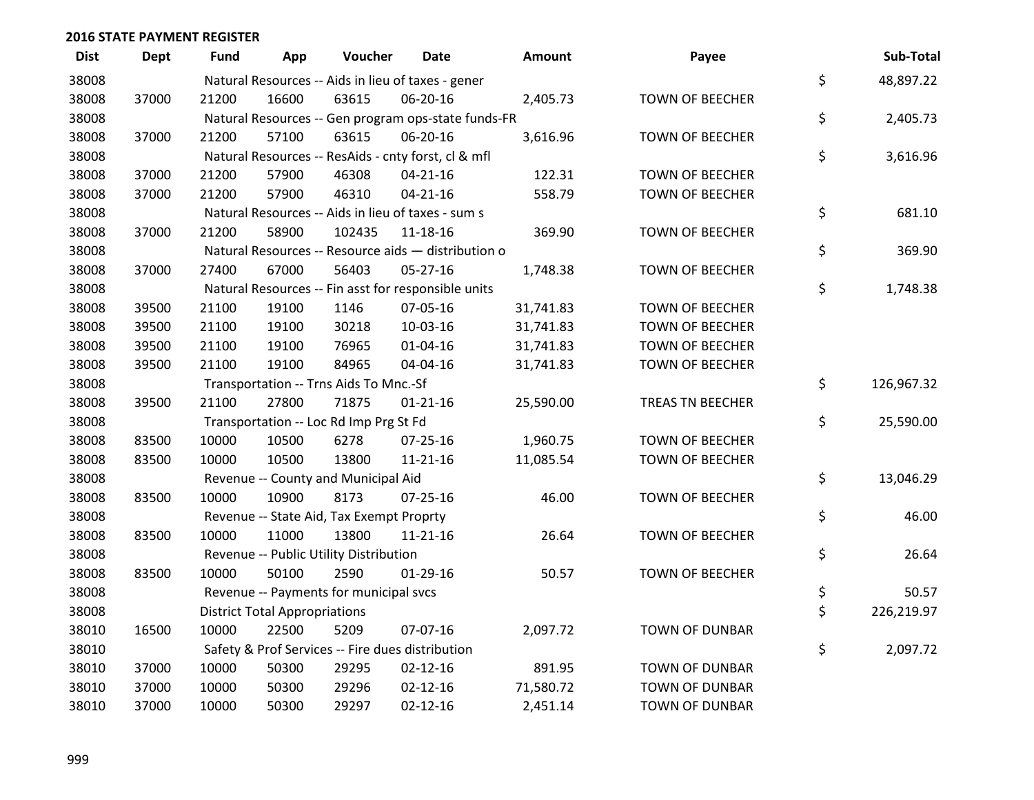**2016 STATE PAYMENT REGISTER**

| Dist | Dept | Fund | App | Voucher | Date | Amount | Payee | | Sub-Total |
|---|---|---|---|---|---|---|---|---|---|
| 38008 | | Natural Resources -- Aids in lieu of taxes - gener | | | | | | $ | 48,897.22 |
| 38008 | 37000 | 21200 | 16600 | 63615 | 06-20-16 | 2,405.73 | TOWN OF BEECHER | | |
| 38008 | | Natural Resources -- Gen program ops-state funds-FR | | | | | | $ | 2,405.73 |
| 38008 | 37000 | 21200 | 57100 | 63615 | 06-20-16 | 3,616.96 | TOWN OF BEECHER | | |
| 38008 | | Natural Resources -- ResAids - cnty forst, cl & mfl | | | | | | $ | 3,616.96 |
| 38008 | 37000 | 21200 | 57900 | 46308 | 04-21-16 | 122.31 | TOWN OF BEECHER | | |
| 38008 | 37000 | 21200 | 57900 | 46310 | 04-21-16 | 558.79 | TOWN OF BEECHER | | |
| 38008 | | Natural Resources -- Aids in lieu of taxes - sum s | | | | | | $ | 681.10 |
| 38008 | 37000 | 21200 | 58900 | 102435 | 11-18-16 | 369.90 | TOWN OF BEECHER | | |
| 38008 | | Natural Resources -- Resource aids — distribution o | | | | | | $ | 369.90 |
| 38008 | 37000 | 27400 | 67000 | 56403 | 05-27-16 | 1,748.38 | TOWN OF BEECHER | | |
| 38008 | | Natural Resources -- Fin asst for responsible units | | | | | | $ | 1,748.38 |
| 38008 | 39500 | 21100 | 19100 | 1146 | 07-05-16 | 31,741.83 | TOWN OF BEECHER | | |
| 38008 | 39500 | 21100 | 19100 | 30218 | 10-03-16 | 31,741.83 | TOWN OF BEECHER | | |
| 38008 | 39500 | 21100 | 19100 | 76965 | 01-04-16 | 31,741.83 | TOWN OF BEECHER | | |
| 38008 | 39500 | 21100 | 19100 | 84965 | 04-04-16 | 31,741.83 | TOWN OF BEECHER | | |
| 38008 | | Transportation -- Trns Aids To Mnc.-Sf | | | | | | $ | 126,967.32 |
| 38008 | 39500 | 21100 | 27800 | 71875 | 01-21-16 | 25,590.00 | TREAS TN BEECHER | | |
| 38008 | | Transportation -- Loc Rd Imp Prg St Fd | | | | | | $ | 25,590.00 |
| 38008 | 83500 | 10000 | 10500 | 6278 | 07-25-16 | 1,960.75 | TOWN OF BEECHER | | |
| 38008 | 83500 | 10000 | 10500 | 13800 | 11-21-16 | 11,085.54 | TOWN OF BEECHER | | |
| 38008 | | Revenue -- County and Municipal Aid | | | | | | $ | 13,046.29 |
| 38008 | 83500 | 10000 | 10900 | 8173 | 07-25-16 | 46.00 | TOWN OF BEECHER | | |
| 38008 | | Revenue -- State Aid, Tax Exempt Proprty | | | | | | $ | 46.00 |
| 38008 | 83500 | 10000 | 11000 | 13800 | 11-21-16 | 26.64 | TOWN OF BEECHER | | |
| 38008 | | Revenue -- Public Utility Distribution | | | | | | $ | 26.64 |
| 38008 | 83500 | 10000 | 50100 | 2590 | 01-29-16 | 50.57 | TOWN OF BEECHER | | |
| 38008 | | Revenue -- Payments for municipal svcs | | | | | | $ | 50.57 |
| 38008 | | District Total Appropriations | | | | | | $ | 226,219.97 |
| 38010 | 16500 | 10000 | 22500 | 5209 | 07-07-16 | 2,097.72 | TOWN OF DUNBAR | | |
| 38010 | | Safety & Prof Services -- Fire dues distribution | | | | | | $ | 2,097.72 |
| 38010 | 37000 | 10000 | 50300 | 29295 | 02-12-16 | 891.95 | TOWN OF DUNBAR | | |
| 38010 | 37000 | 10000 | 50300 | 29296 | 02-12-16 | 71,580.72 | TOWN OF DUNBAR | | |
| 38010 | 37000 | 10000 | 50300 | 29297 | 02-12-16 | 2,451.14 | TOWN OF DUNBAR | | |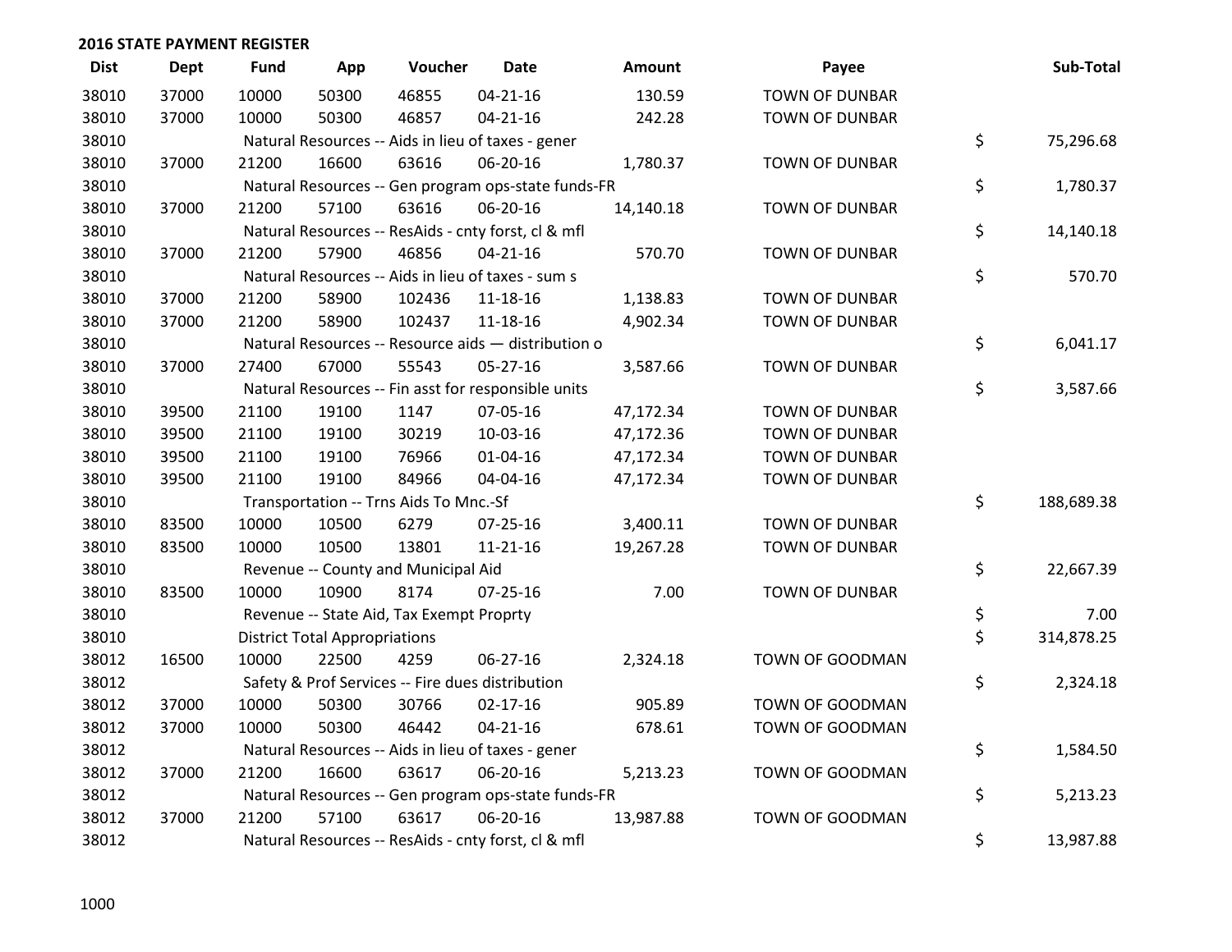## 2016 STATE PAYMENT REGISTER

| Dist | Dept | Fund | App | Voucher | Date | Amount | Payee | Sub-Total |
|---|---|---|---|---|---|---|---|---|
| 38010 | 37000 | 10000 | 50300 | 46855 | 04-21-16 | 130.59 | TOWN OF DUNBAR | |
| 38010 | 37000 | 10000 | 50300 | 46857 | 04-21-16 | 242.28 | TOWN OF DUNBAR | |
| 38010 | | Natural Resources -- Aids in lieu of taxes - gener | | | | | | $ 75,296.68 |
| 38010 | 37000 | 21200 | 16600 | 63616 | 06-20-16 | 1,780.37 | TOWN OF DUNBAR | |
| 38010 | | Natural Resources -- Gen program ops-state funds-FR | | | | | | $ 1,780.37 |
| 38010 | 37000 | 21200 | 57100 | 63616 | 06-20-16 | 14,140.18 | TOWN OF DUNBAR | |
| 38010 | | Natural Resources -- ResAids - cnty forst, cl & mfl | | | | | | $ 14,140.18 |
| 38010 | 37000 | 21200 | 57900 | 46856 | 04-21-16 | 570.70 | TOWN OF DUNBAR | |
| 38010 | | Natural Resources -- Aids in lieu of taxes - sum s | | | | | | $ 570.70 |
| 38010 | 37000 | 21200 | 58900 | 102436 | 11-18-16 | 1,138.83 | TOWN OF DUNBAR | |
| 38010 | 37000 | 21200 | 58900 | 102437 | 11-18-16 | 4,902.34 | TOWN OF DUNBAR | |
| 38010 | | Natural Resources -- Resource aids — distribution o | | | | | | $ 6,041.17 |
| 38010 | 37000 | 27400 | 67000 | 55543 | 05-27-16 | 3,587.66 | TOWN OF DUNBAR | |
| 38010 | | Natural Resources -- Fin asst for responsible units | | | | | | $ 3,587.66 |
| 38010 | 39500 | 21100 | 19100 | 1147 | 07-05-16 | 47,172.34 | TOWN OF DUNBAR | |
| 38010 | 39500 | 21100 | 19100 | 30219 | 10-03-16 | 47,172.36 | TOWN OF DUNBAR | |
| 38010 | 39500 | 21100 | 19100 | 76966 | 01-04-16 | 47,172.34 | TOWN OF DUNBAR | |
| 38010 | 39500 | 21100 | 19100 | 84966 | 04-04-16 | 47,172.34 | TOWN OF DUNBAR | |
| 38010 | | Transportation -- Trns Aids To Mnc.-Sf | | | | | | $ 188,689.38 |
| 38010 | 83500 | 10000 | 10500 | 6279 | 07-25-16 | 3,400.11 | TOWN OF DUNBAR | |
| 38010 | 83500 | 10000 | 10500 | 13801 | 11-21-16 | 19,267.28 | TOWN OF DUNBAR | |
| 38010 | | Revenue -- County and Municipal Aid | | | | | | $ 22,667.39 |
| 38010 | 83500 | 10000 | 10900 | 8174 | 07-25-16 | 7.00 | TOWN OF DUNBAR | |
| 38010 | | Revenue -- State Aid, Tax Exempt Proprty | | | | | | $ 7.00 |
| 38010 | | District Total Appropriations | | | | | | $ 314,878.25 |
| 38012 | 16500 | 10000 | 22500 | 4259 | 06-27-16 | 2,324.18 | TOWN OF GOODMAN | |
| 38012 | | Safety & Prof Services -- Fire dues distribution | | | | | | $ 2,324.18 |
| 38012 | 37000 | 10000 | 50300 | 30766 | 02-17-16 | 905.89 | TOWN OF GOODMAN | |
| 38012 | 37000 | 10000 | 50300 | 46442 | 04-21-16 | 678.61 | TOWN OF GOODMAN | |
| 38012 | | Natural Resources -- Aids in lieu of taxes - gener | | | | | | $ 1,584.50 |
| 38012 | 37000 | 21200 | 16600 | 63617 | 06-20-16 | 5,213.23 | TOWN OF GOODMAN | |
| 38012 | | Natural Resources -- Gen program ops-state funds-FR | | | | | | $ 5,213.23 |
| 38012 | 37000 | 21200 | 57100 | 63617 | 06-20-16 | 13,987.88 | TOWN OF GOODMAN | |
| 38012 | | Natural Resources -- ResAids - cnty forst, cl & mfl | | | | | | $ 13,987.88 |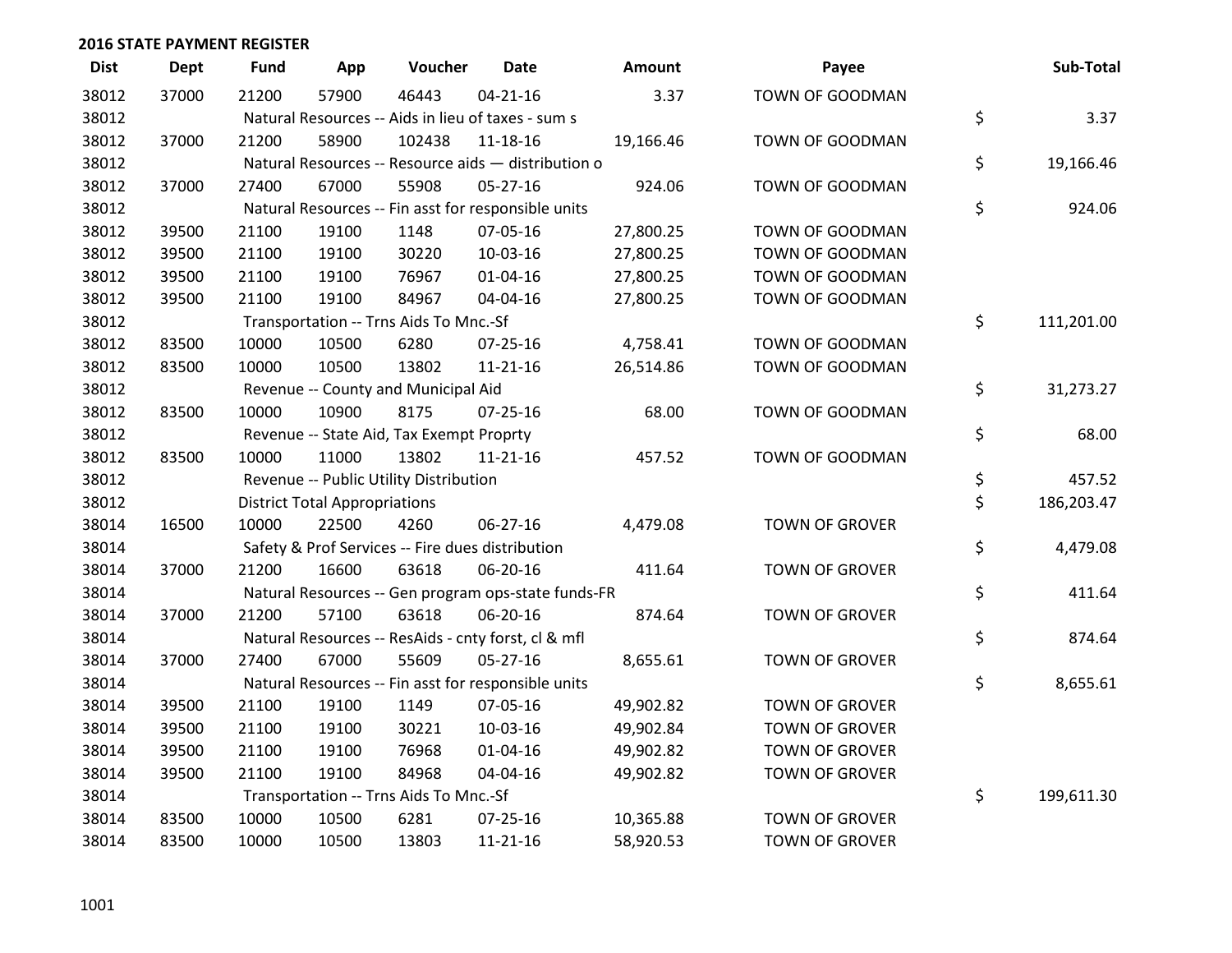## 2016 STATE PAYMENT REGISTER

| Dist | Dept | Fund | App | Voucher | Date | Amount | Payee | Sub-Total |
|---|---|---|---|---|---|---|---|---|
| 38012 | 37000 | 21200 | 57900 | 46443 | 04-21-16 | 3.37 | TOWN OF GOODMAN | |
| 38012 | | Natural Resources -- Aids in lieu of taxes - sum s | | | | | | $ 3.37 |
| 38012 | 37000 | 21200 | 58900 | 102438 | 11-18-16 | 19,166.46 | TOWN OF GOODMAN | |
| 38012 | | Natural Resources -- Resource aids — distribution o | | | | | | $ 19,166.46 |
| 38012 | 37000 | 27400 | 67000 | 55908 | 05-27-16 | 924.06 | TOWN OF GOODMAN | |
| 38012 | | Natural Resources -- Fin asst for responsible units | | | | | | $ 924.06 |
| 38012 | 39500 | 21100 | 19100 | 1148 | 07-05-16 | 27,800.25 | TOWN OF GOODMAN | |
| 38012 | 39500 | 21100 | 19100 | 30220 | 10-03-16 | 27,800.25 | TOWN OF GOODMAN | |
| 38012 | 39500 | 21100 | 19100 | 76967 | 01-04-16 | 27,800.25 | TOWN OF GOODMAN | |
| 38012 | 39500 | 21100 | 19100 | 84967 | 04-04-16 | 27,800.25 | TOWN OF GOODMAN | |
| 38012 | | Transportation -- Trns Aids To Mnc.-Sf | | | | | | $ 111,201.00 |
| 38012 | 83500 | 10000 | 10500 | 6280 | 07-25-16 | 4,758.41 | TOWN OF GOODMAN | |
| 38012 | 83500 | 10000 | 10500 | 13802 | 11-21-16 | 26,514.86 | TOWN OF GOODMAN | |
| 38012 | | Revenue -- County and Municipal Aid | | | | | | $ 31,273.27 |
| 38012 | 83500 | 10000 | 10900 | 8175 | 07-25-16 | 68.00 | TOWN OF GOODMAN | |
| 38012 | | Revenue -- State Aid, Tax Exempt Proprty | | | | | | $ 68.00 |
| 38012 | 83500 | 10000 | 11000 | 13802 | 11-21-16 | 457.52 | TOWN OF GOODMAN | |
| 38012 | | Revenue -- Public Utility Distribution | | | | | | $ 457.52 |
| 38012 | | District Total Appropriations | | | | | | $ 186,203.47 |
| 38014 | 16500 | 10000 | 22500 | 4260 | 06-27-16 | 4,479.08 | TOWN OF GROVER | |
| 38014 | | Safety & Prof Services -- Fire dues distribution | | | | | | $ 4,479.08 |
| 38014 | 37000 | 21200 | 16600 | 63618 | 06-20-16 | 411.64 | TOWN OF GROVER | |
| 38014 | | Natural Resources -- Gen program ops-state funds-FR | | | | | | $ 411.64 |
| 38014 | 37000 | 21200 | 57100 | 63618 | 06-20-16 | 874.64 | TOWN OF GROVER | |
| 38014 | | Natural Resources -- ResAids - cnty forst, cl & mfl | | | | | | $ 874.64 |
| 38014 | 37000 | 27400 | 67000 | 55609 | 05-27-16 | 8,655.61 | TOWN OF GROVER | |
| 38014 | | Natural Resources -- Fin asst for responsible units | | | | | | $ 8,655.61 |
| 38014 | 39500 | 21100 | 19100 | 1149 | 07-05-16 | 49,902.82 | TOWN OF GROVER | |
| 38014 | 39500 | 21100 | 19100 | 30221 | 10-03-16 | 49,902.84 | TOWN OF GROVER | |
| 38014 | 39500 | 21100 | 19100 | 76968 | 01-04-16 | 49,902.82 | TOWN OF GROVER | |
| 38014 | 39500 | 21100 | 19100 | 84968 | 04-04-16 | 49,902.82 | TOWN OF GROVER | |
| 38014 | | Transportation -- Trns Aids To Mnc.-Sf | | | | | | $ 199,611.30 |
| 38014 | 83500 | 10000 | 10500 | 6281 | 07-25-16 | 10,365.88 | TOWN OF GROVER | |
| 38014 | 83500 | 10000 | 10500 | 13803 | 11-21-16 | 58,920.53 | TOWN OF GROVER | |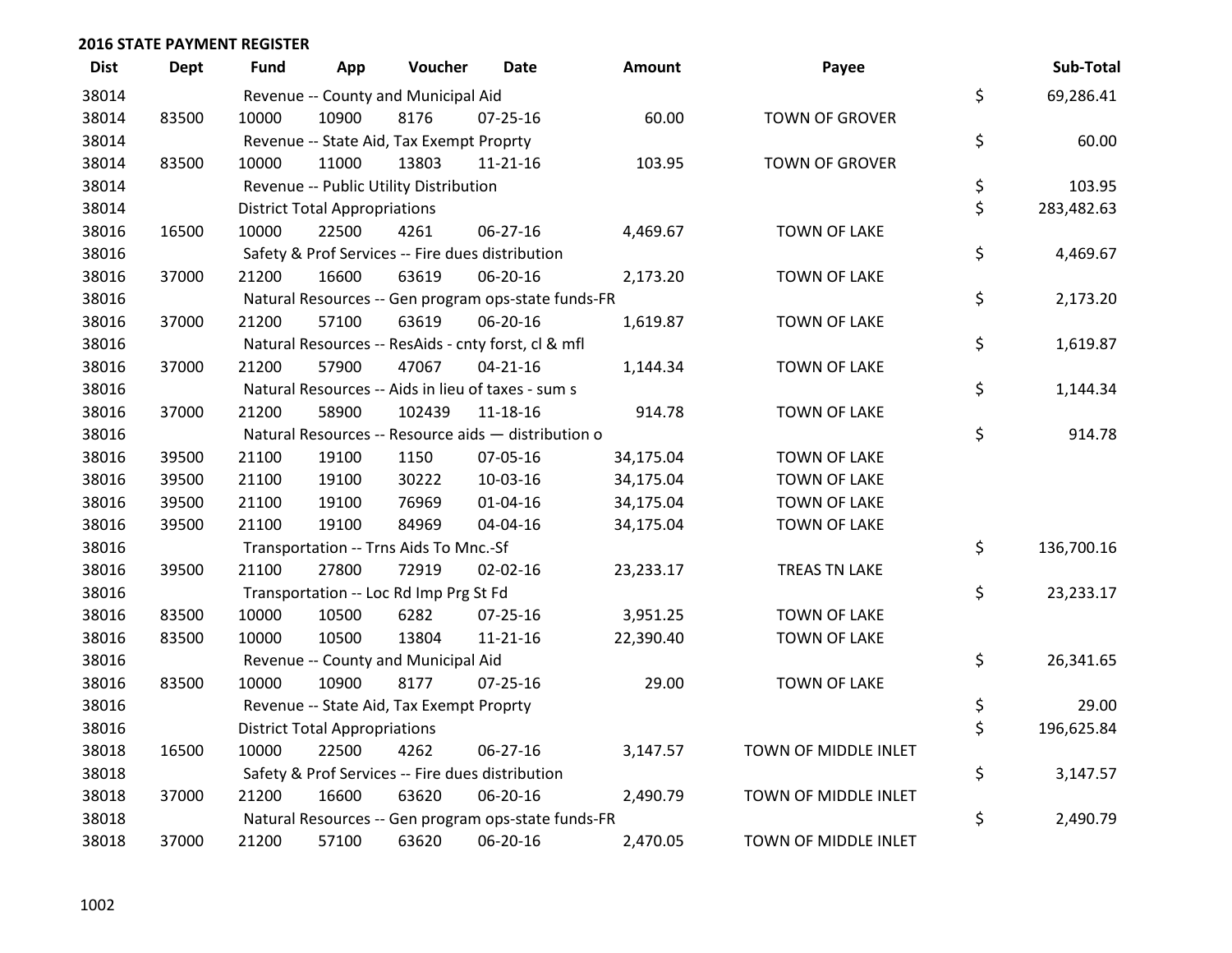## 2016 STATE PAYMENT REGISTER

| Dist | Dept | Fund | App | Voucher | Date | Amount | Payee | Sub-Total |
|---|---|---|---|---|---|---|---|---|
| 38014 | | Revenue -- County and Municipal Aid | | | | | | $ 69,286.41 |
| 38014 | 83500 | 10000 | 10900 | 8176 | 07-25-16 | 60.00 | TOWN OF GROVER | |
| 38014 | | Revenue -- State Aid, Tax Exempt Proprty | | | | | | $ 60.00 |
| 38014 | 83500 | 10000 | 11000 | 13803 | 11-21-16 | 103.95 | TOWN OF GROVER | |
| 38014 | | Revenue -- Public Utility Distribution | | | | | | $ 103.95 |
| 38014 | | District Total Appropriations | | | | | | $ 283,482.63 |
| 38016 | 16500 | 10000 | 22500 | 4261 | 06-27-16 | 4,469.67 | TOWN OF LAKE | |
| 38016 | | Safety & Prof Services -- Fire dues distribution | | | | | | $ 4,469.67 |
| 38016 | 37000 | 21200 | 16600 | 63619 | 06-20-16 | 2,173.20 | TOWN OF LAKE | |
| 38016 | | Natural Resources -- Gen program ops-state funds-FR | | | | | | $ 2,173.20 |
| 38016 | 37000 | 21200 | 57100 | 63619 | 06-20-16 | 1,619.87 | TOWN OF LAKE | |
| 38016 | | Natural Resources -- ResAids - cnty forst, cl & mfl | | | | | | $ 1,619.87 |
| 38016 | 37000 | 21200 | 57900 | 47067 | 04-21-16 | 1,144.34 | TOWN OF LAKE | |
| 38016 | | Natural Resources -- Aids in lieu of taxes - sum s | | | | | | $ 1,144.34 |
| 38016 | 37000 | 21200 | 58900 | 102439 | 11-18-16 | 914.78 | TOWN OF LAKE | |
| 38016 | | Natural Resources -- Resource aids — distribution o | | | | | | $ 914.78 |
| 38016 | 39500 | 21100 | 19100 | 1150 | 07-05-16 | 34,175.04 | TOWN OF LAKE | |
| 38016 | 39500 | 21100 | 19100 | 30222 | 10-03-16 | 34,175.04 | TOWN OF LAKE | |
| 38016 | 39500 | 21100 | 19100 | 76969 | 01-04-16 | 34,175.04 | TOWN OF LAKE | |
| 38016 | 39500 | 21100 | 19100 | 84969 | 04-04-16 | 34,175.04 | TOWN OF LAKE | |
| 38016 | | Transportation -- Trns Aids To Mnc.-Sf | | | | | | $ 136,700.16 |
| 38016 | 39500 | 21100 | 27800 | 72919 | 02-02-16 | 23,233.17 | TREAS TN LAKE | |
| 38016 | | Transportation -- Loc Rd Imp Prg St Fd | | | | | | $ 23,233.17 |
| 38016 | 83500 | 10000 | 10500 | 6282 | 07-25-16 | 3,951.25 | TOWN OF LAKE | |
| 38016 | 83500 | 10000 | 10500 | 13804 | 11-21-16 | 22,390.40 | TOWN OF LAKE | |
| 38016 | | Revenue -- County and Municipal Aid | | | | | | $ 26,341.65 |
| 38016 | 83500 | 10000 | 10900 | 8177 | 07-25-16 | 29.00 | TOWN OF LAKE | |
| 38016 | | Revenue -- State Aid, Tax Exempt Proprty | | | | | | $ 29.00 |
| 38016 | | District Total Appropriations | | | | | | $ 196,625.84 |
| 38018 | 16500 | 10000 | 22500 | 4262 | 06-27-16 | 3,147.57 | TOWN OF MIDDLE INLET | |
| 38018 | | Safety & Prof Services -- Fire dues distribution | | | | | | $ 3,147.57 |
| 38018 | 37000 | 21200 | 16600 | 63620 | 06-20-16 | 2,490.79 | TOWN OF MIDDLE INLET | |
| 38018 | | Natural Resources -- Gen program ops-state funds-FR | | | | | | $ 2,490.79 |
| 38018 | 37000 | 21200 | 57100 | 63620 | 06-20-16 | 2,470.05 | TOWN OF MIDDLE INLET | |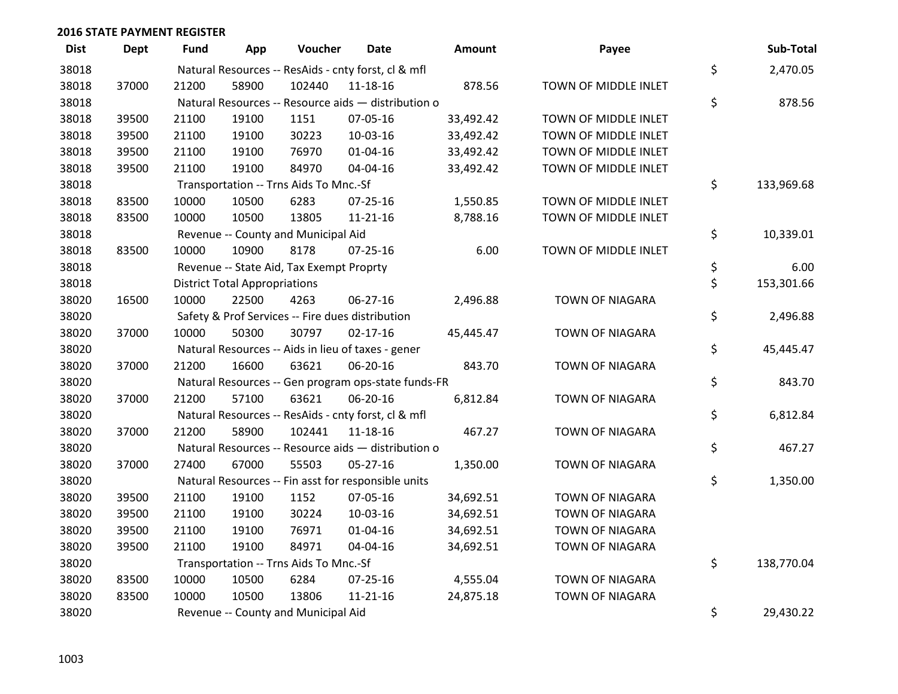## 2016 STATE PAYMENT REGISTER

| Dist | Dept | Fund | App | Voucher | Date | Amount | Payee | | Sub-Total |
|---|---|---|---|---|---|---|---|---|---|
| 38018 | | Natural Resources -- ResAids - cnty forst, cl & mfl | | | | | | $ | 2,470.05 |
| 38018 | 37000 | 21200 | 58900 | 102440 | 11-18-16 | 878.56 | TOWN OF MIDDLE INLET | | |
| 38018 | | Natural Resources -- Resource aids — distribution o | | | | | | $ | 878.56 |
| 38018 | 39500 | 21100 | 19100 | 1151 | 07-05-16 | 33,492.42 | TOWN OF MIDDLE INLET | | |
| 38018 | 39500 | 21100 | 19100 | 30223 | 10-03-16 | 33,492.42 | TOWN OF MIDDLE INLET | | |
| 38018 | 39500 | 21100 | 19100 | 76970 | 01-04-16 | 33,492.42 | TOWN OF MIDDLE INLET | | |
| 38018 | 39500 | 21100 | 19100 | 84970 | 04-04-16 | 33,492.42 | TOWN OF MIDDLE INLET | | |
| 38018 | | Transportation -- Trns Aids To Mnc.-Sf | | | | | | $ | 133,969.68 |
| 38018 | 83500 | 10000 | 10500 | 6283 | 07-25-16 | 1,550.85 | TOWN OF MIDDLE INLET | | |
| 38018 | 83500 | 10000 | 10500 | 13805 | 11-21-16 | 8,788.16 | TOWN OF MIDDLE INLET | | |
| 38018 | | Revenue -- County and Municipal Aid | | | | | | $ | 10,339.01 |
| 38018 | 83500 | 10000 | 10900 | 8178 | 07-25-16 | 6.00 | TOWN OF MIDDLE INLET | | |
| 38018 | | Revenue -- State Aid, Tax Exempt Proprty | | | | | | $ | 6.00 |
| 38018 | | District Total Appropriations | | | | | | $ | 153,301.66 |
| 38020 | 16500 | 10000 | 22500 | 4263 | 06-27-16 | 2,496.88 | TOWN OF NIAGARA | | |
| 38020 | | Safety & Prof Services -- Fire dues distribution | | | | | | $ | 2,496.88 |
| 38020 | 37000 | 10000 | 50300 | 30797 | 02-17-16 | 45,445.47 | TOWN OF NIAGARA | | |
| 38020 | | Natural Resources -- Aids in lieu of taxes - gener | | | | | | $ | 45,445.47 |
| 38020 | 37000 | 21200 | 16600 | 63621 | 06-20-16 | 843.70 | TOWN OF NIAGARA | | |
| 38020 | | Natural Resources -- Gen program ops-state funds-FR | | | | | | $ | 843.70 |
| 38020 | 37000 | 21200 | 57100 | 63621 | 06-20-16 | 6,812.84 | TOWN OF NIAGARA | | |
| 38020 | | Natural Resources -- ResAids - cnty forst, cl & mfl | | | | | | $ | 6,812.84 |
| 38020 | 37000 | 21200 | 58900 | 102441 | 11-18-16 | 467.27 | TOWN OF NIAGARA | | |
| 38020 | | Natural Resources -- Resource aids — distribution o | | | | | | $ | 467.27 |
| 38020 | 37000 | 27400 | 67000 | 55503 | 05-27-16 | 1,350.00 | TOWN OF NIAGARA | | |
| 38020 | | Natural Resources -- Fin asst for responsible units | | | | | | $ | 1,350.00 |
| 38020 | 39500 | 21100 | 19100 | 1152 | 07-05-16 | 34,692.51 | TOWN OF NIAGARA | | |
| 38020 | 39500 | 21100 | 19100 | 30224 | 10-03-16 | 34,692.51 | TOWN OF NIAGARA | | |
| 38020 | 39500 | 21100 | 19100 | 76971 | 01-04-16 | 34,692.51 | TOWN OF NIAGARA | | |
| 38020 | 39500 | 21100 | 19100 | 84971 | 04-04-16 | 34,692.51 | TOWN OF NIAGARA | | |
| 38020 | | Transportation -- Trns Aids To Mnc.-Sf | | | | | | $ | 138,770.04 |
| 38020 | 83500 | 10000 | 10500 | 6284 | 07-25-16 | 4,555.04 | TOWN OF NIAGARA | | |
| 38020 | 83500 | 10000 | 10500 | 13806 | 11-21-16 | 24,875.18 | TOWN OF NIAGARA | | |
| 38020 | | Revenue -- County and Municipal Aid | | | | | | $ | 29,430.22 |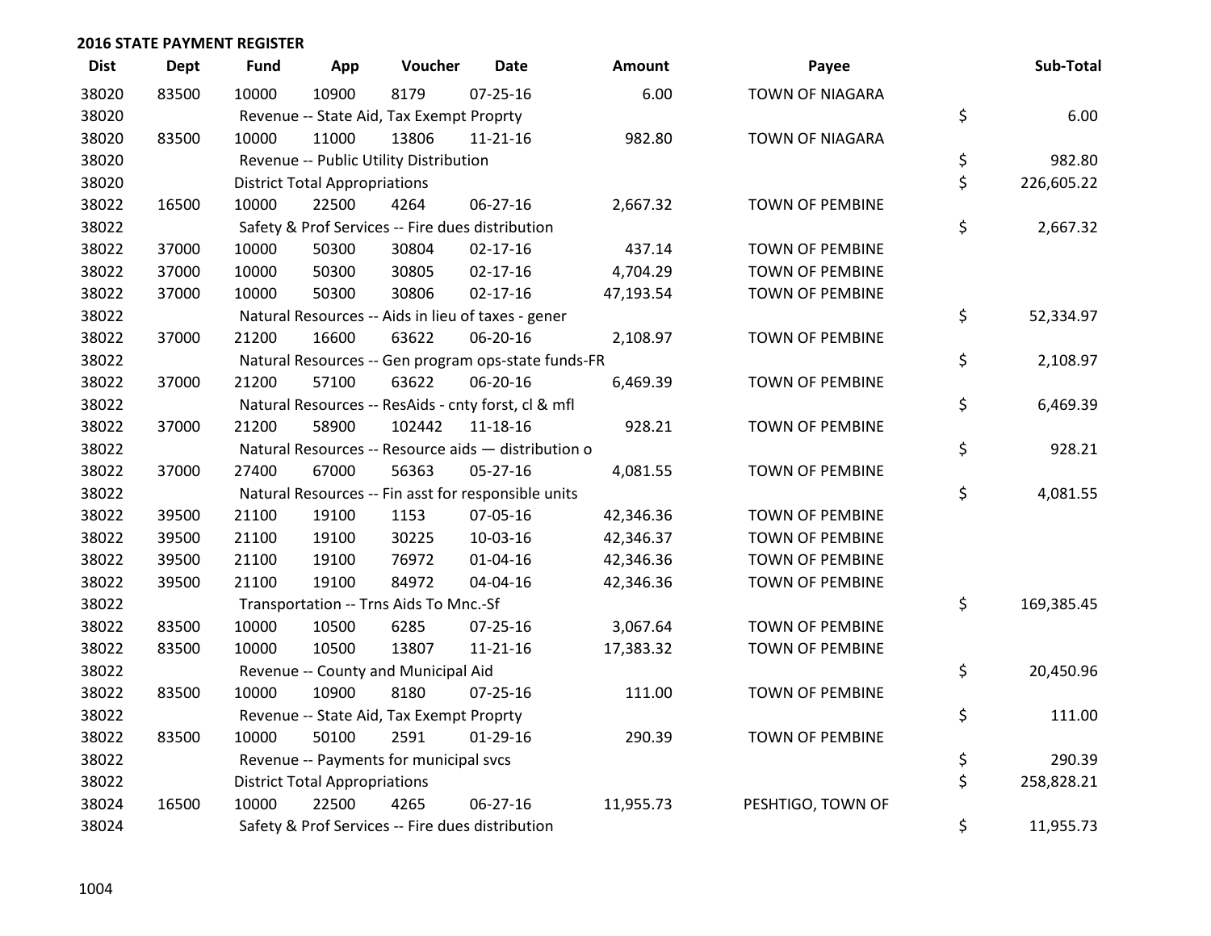## 2016 STATE PAYMENT REGISTER

| Dist | Dept | Fund | App | Voucher | Date | Amount | Payee | Sub-Total |
|---|---|---|---|---|---|---|---|---|
| 38020 | 83500 | 10000 | 10900 | 8179 | 07-25-16 | 6.00 | TOWN OF NIAGARA | |
| 38020 | | Revenue -- State Aid, Tax Exempt Proprty | | | | | | $ 6.00 |
| 38020 | 83500 | 10000 | 11000 | 13806 | 11-21-16 | 982.80 | TOWN OF NIAGARA | |
| 38020 | | Revenue -- Public Utility Distribution | | | | | | $ 982.80 |
| 38020 | | District Total Appropriations | | | | | | $ 226,605.22 |
| 38022 | 16500 | 10000 | 22500 | 4264 | 06-27-16 | 2,667.32 | TOWN OF PEMBINE | |
| 38022 | | Safety & Prof Services -- Fire dues distribution | | | | | | $ 2,667.32 |
| 38022 | 37000 | 10000 | 50300 | 30804 | 02-17-16 | 437.14 | TOWN OF PEMBINE | |
| 38022 | 37000 | 10000 | 50300 | 30805 | 02-17-16 | 4,704.29 | TOWN OF PEMBINE | |
| 38022 | 37000 | 10000 | 50300 | 30806 | 02-17-16 | 47,193.54 | TOWN OF PEMBINE | |
| 38022 | | Natural Resources -- Aids in lieu of taxes - gener | | | | | | $ 52,334.97 |
| 38022 | 37000 | 21200 | 16600 | 63622 | 06-20-16 | 2,108.97 | TOWN OF PEMBINE | |
| 38022 | | Natural Resources -- Gen program ops-state funds-FR | | | | | | $ 2,108.97 |
| 38022 | 37000 | 21200 | 57100 | 63622 | 06-20-16 | 6,469.39 | TOWN OF PEMBINE | |
| 38022 | | Natural Resources -- ResAids - cnty forst, cl & mfl | | | | | | $ 6,469.39 |
| 38022 | 37000 | 21200 | 58900 | 102442 | 11-18-16 | 928.21 | TOWN OF PEMBINE | |
| 38022 | | Natural Resources -- Resource aids — distribution o | | | | | | $ 928.21 |
| 38022 | 37000 | 27400 | 67000 | 56363 | 05-27-16 | 4,081.55 | TOWN OF PEMBINE | |
| 38022 | | Natural Resources -- Fin asst for responsible units | | | | | | $ 4,081.55 |
| 38022 | 39500 | 21100 | 19100 | 1153 | 07-05-16 | 42,346.36 | TOWN OF PEMBINE | |
| 38022 | 39500 | 21100 | 19100 | 30225 | 10-03-16 | 42,346.37 | TOWN OF PEMBINE | |
| 38022 | 39500 | 21100 | 19100 | 76972 | 01-04-16 | 42,346.36 | TOWN OF PEMBINE | |
| 38022 | 39500 | 21100 | 19100 | 84972 | 04-04-16 | 42,346.36 | TOWN OF PEMBINE | |
| 38022 | | Transportation -- Trns Aids To Mnc.-Sf | | | | | | $ 169,385.45 |
| 38022 | 83500 | 10000 | 10500 | 6285 | 07-25-16 | 3,067.64 | TOWN OF PEMBINE | |
| 38022 | 83500 | 10000 | 10500 | 13807 | 11-21-16 | 17,383.32 | TOWN OF PEMBINE | |
| 38022 | | Revenue -- County and Municipal Aid | | | | | | $ 20,450.96 |
| 38022 | 83500 | 10000 | 10900 | 8180 | 07-25-16 | 111.00 | TOWN OF PEMBINE | |
| 38022 | | Revenue -- State Aid, Tax Exempt Proprty | | | | | | $ 111.00 |
| 38022 | 83500 | 10000 | 50100 | 2591 | 01-29-16 | 290.39 | TOWN OF PEMBINE | |
| 38022 | | Revenue -- Payments for municipal svcs | | | | | | $ 290.39 |
| 38022 | | District Total Appropriations | | | | | | $ 258,828.21 |
| 38024 | 16500 | 10000 | 22500 | 4265 | 06-27-16 | 11,955.73 | PESHTIGO, TOWN OF | |
| 38024 | | Safety & Prof Services -- Fire dues distribution | | | | | | $ 11,955.73 |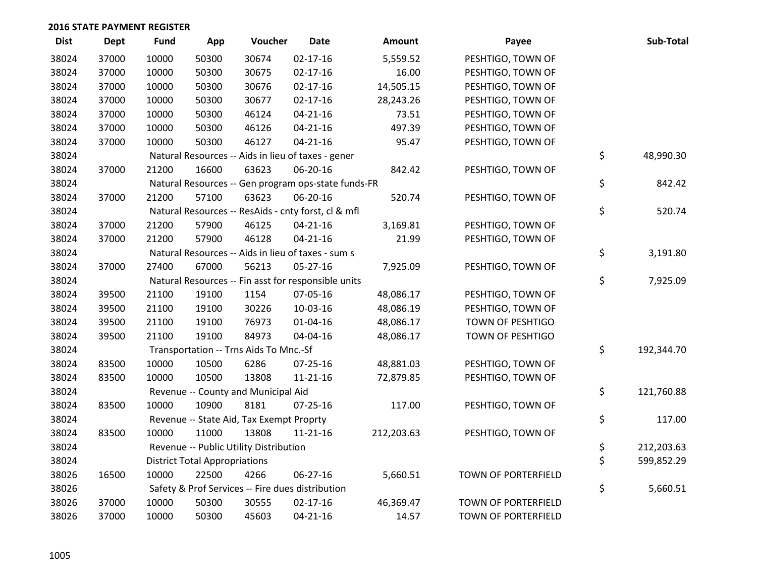## 2016 STATE PAYMENT REGISTER

| Dist | Dept | Fund | App | Voucher | Date | Amount | Payee | Sub-Total |
|---|---|---|---|---|---|---|---|---|
| 38024 | 37000 | 10000 | 50300 | 30674 | 02-17-16 | 5,559.52 | PESHTIGO, TOWN OF | |
| 38024 | 37000 | 10000 | 50300 | 30675 | 02-17-16 | 16.00 | PESHTIGO, TOWN OF | |
| 38024 | 37000 | 10000 | 50300 | 30676 | 02-17-16 | 14,505.15 | PESHTIGO, TOWN OF | |
| 38024 | 37000 | 10000 | 50300 | 30677 | 02-17-16 | 28,243.26 | PESHTIGO, TOWN OF | |
| 38024 | 37000 | 10000 | 50300 | 46124 | 04-21-16 | 73.51 | PESHTIGO, TOWN OF | |
| 38024 | 37000 | 10000 | 50300 | 46126 | 04-21-16 | 497.39 | PESHTIGO, TOWN OF | |
| 38024 | 37000 | 10000 | 50300 | 46127 | 04-21-16 | 95.47 | PESHTIGO, TOWN OF | |
| 38024 | | Natural Resources -- Aids in lieu of taxes - gener | | | | | | $ 48,990.30 |
| 38024 | 37000 | 21200 | 16600 | 63623 | 06-20-16 | 842.42 | PESHTIGO, TOWN OF | |
| 38024 | | Natural Resources -- Gen program ops-state funds-FR | | | | | | $ 842.42 |
| 38024 | 37000 | 21200 | 57100 | 63623 | 06-20-16 | 520.74 | PESHTIGO, TOWN OF | |
| 38024 | | Natural Resources -- ResAids - cnty forst, cl & mfl | | | | | | $ 520.74 |
| 38024 | 37000 | 21200 | 57900 | 46125 | 04-21-16 | 3,169.81 | PESHTIGO, TOWN OF | |
| 38024 | 37000 | 21200 | 57900 | 46128 | 04-21-16 | 21.99 | PESHTIGO, TOWN OF | |
| 38024 | | Natural Resources -- Aids in lieu of taxes - sum s | | | | | | $ 3,191.80 |
| 38024 | 37000 | 27400 | 67000 | 56213 | 05-27-16 | 7,925.09 | PESHTIGO, TOWN OF | |
| 38024 | | Natural Resources -- Fin asst for responsible units | | | | | | $ 7,925.09 |
| 38024 | 39500 | 21100 | 19100 | 1154 | 07-05-16 | 48,086.17 | PESHTIGO, TOWN OF | |
| 38024 | 39500 | 21100 | 19100 | 30226 | 10-03-16 | 48,086.19 | PESHTIGO, TOWN OF | |
| 38024 | 39500 | 21100 | 19100 | 76973 | 01-04-16 | 48,086.17 | TOWN OF PESHTIGO | |
| 38024 | 39500 | 21100 | 19100 | 84973 | 04-04-16 | 48,086.17 | TOWN OF PESHTIGO | |
| 38024 | | Transportation -- Trns Aids To Mnc.-Sf | | | | | | $ 192,344.70 |
| 38024 | 83500 | 10000 | 10500 | 6286 | 07-25-16 | 48,881.03 | PESHTIGO, TOWN OF | |
| 38024 | 83500 | 10000 | 10500 | 13808 | 11-21-16 | 72,879.85 | PESHTIGO, TOWN OF | |
| 38024 | | Revenue -- County and Municipal Aid | | | | | | $ 121,760.88 |
| 38024 | 83500 | 10000 | 10900 | 8181 | 07-25-16 | 117.00 | PESHTIGO, TOWN OF | |
| 38024 | | Revenue -- State Aid, Tax Exempt Proprty | | | | | | $ 117.00 |
| 38024 | 83500 | 10000 | 11000 | 13808 | 11-21-16 | 212,203.63 | PESHTIGO, TOWN OF | |
| 38024 | | Revenue -- Public Utility Distribution | | | | | | $ 212,203.63 |
| 38024 | | District Total Appropriations | | | | | | $ 599,852.29 |
| 38026 | 16500 | 10000 | 22500 | 4266 | 06-27-16 | 5,660.51 | TOWN OF PORTERFIELD | |
| 38026 | | Safety & Prof Services -- Fire dues distribution | | | | | | $ 5,660.51 |
| 38026 | 37000 | 10000 | 50300 | 30555 | 02-17-16 | 46,369.47 | TOWN OF PORTERFIELD | |
| 38026 | 37000 | 10000 | 50300 | 45603 | 04-21-16 | 14.57 | TOWN OF PORTERFIELD | |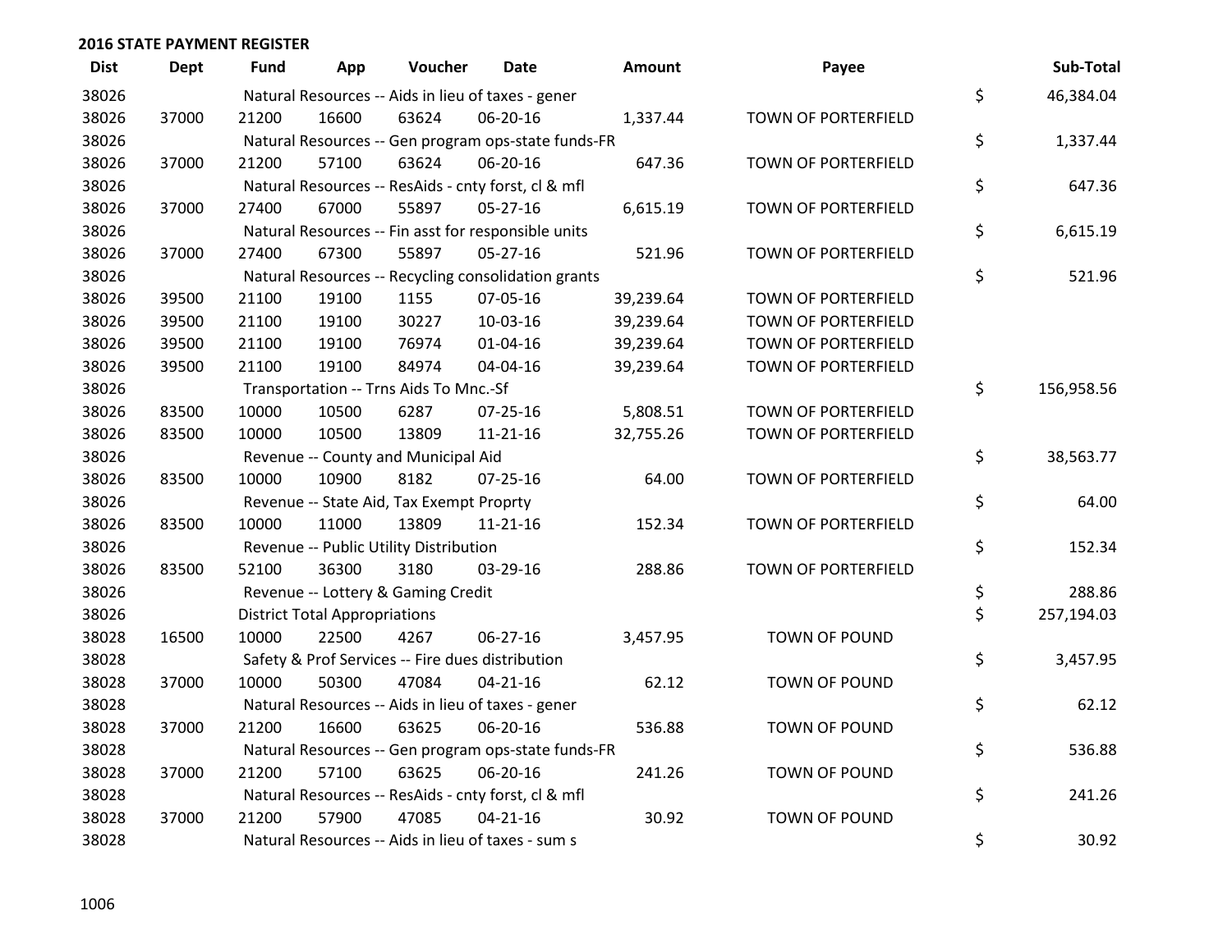## 2016 STATE PAYMENT REGISTER

| Dist | Dept | Fund | App | Voucher | Date | Amount | Payee | | Sub-Total |
|---|---|---|---|---|---|---|---|---|---|
| 38026 | | Natural Resources -- Aids in lieu of taxes - gener | | | | | | $ | 46,384.04 |
| 38026 | 37000 | 21200 | 16600 | 63624 | 06-20-16 | 1,337.44 | TOWN OF PORTERFIELD | | |
| 38026 | | Natural Resources -- Gen program ops-state funds-FR | | | | | | $ | 1,337.44 |
| 38026 | 37000 | 21200 | 57100 | 63624 | 06-20-16 | 647.36 | TOWN OF PORTERFIELD | | |
| 38026 | | Natural Resources -- ResAids - cnty forst, cl & mfl | | | | | | $ | 647.36 |
| 38026 | 37000 | 27400 | 67000 | 55897 | 05-27-16 | 6,615.19 | TOWN OF PORTERFIELD | | |
| 38026 | | Natural Resources -- Fin asst for responsible units | | | | | | $ | 6,615.19 |
| 38026 | 37000 | 27400 | 67300 | 55897 | 05-27-16 | 521.96 | TOWN OF PORTERFIELD | | |
| 38026 | | Natural Resources -- Recycling consolidation grants | | | | | | $ | 521.96 |
| 38026 | 39500 | 21100 | 19100 | 1155 | 07-05-16 | 39,239.64 | TOWN OF PORTERFIELD | | |
| 38026 | 39500 | 21100 | 19100 | 30227 | 10-03-16 | 39,239.64 | TOWN OF PORTERFIELD | | |
| 38026 | 39500 | 21100 | 19100 | 76974 | 01-04-16 | 39,239.64 | TOWN OF PORTERFIELD | | |
| 38026 | 39500 | 21100 | 19100 | 84974 | 04-04-16 | 39,239.64 | TOWN OF PORTERFIELD | | |
| 38026 | | Transportation -- Trns Aids To Mnc.-Sf | | | | | | $ | 156,958.56 |
| 38026 | 83500 | 10000 | 10500 | 6287 | 07-25-16 | 5,808.51 | TOWN OF PORTERFIELD | | |
| 38026 | 83500 | 10000 | 10500 | 13809 | 11-21-16 | 32,755.26 | TOWN OF PORTERFIELD | | |
| 38026 | | Revenue -- County and Municipal Aid | | | | | | $ | 38,563.77 |
| 38026 | 83500 | 10000 | 10900 | 8182 | 07-25-16 | 64.00 | TOWN OF PORTERFIELD | | |
| 38026 | | Revenue -- State Aid, Tax Exempt Proprty | | | | | | $ | 64.00 |
| 38026 | 83500 | 10000 | 11000 | 13809 | 11-21-16 | 152.34 | TOWN OF PORTERFIELD | | |
| 38026 | | Revenue -- Public Utility Distribution | | | | | | $ | 152.34 |
| 38026 | 83500 | 52100 | 36300 | 3180 | 03-29-16 | 288.86 | TOWN OF PORTERFIELD | | |
| 38026 | | Revenue -- Lottery & Gaming Credit | | | | | | $ | 288.86 |
| 38026 | | District Total Appropriations | | | | | | $ | 257,194.03 |
| 38028 | 16500 | 10000 | 22500 | 4267 | 06-27-16 | 3,457.95 | TOWN OF POUND | | |
| 38028 | | Safety & Prof Services -- Fire dues distribution | | | | | | $ | 3,457.95 |
| 38028 | 37000 | 10000 | 50300 | 47084 | 04-21-16 | 62.12 | TOWN OF POUND | | |
| 38028 | | Natural Resources -- Aids in lieu of taxes - gener | | | | | | $ | 62.12 |
| 38028 | 37000 | 21200 | 16600 | 63625 | 06-20-16 | 536.88 | TOWN OF POUND | | |
| 38028 | | Natural Resources -- Gen program ops-state funds-FR | | | | | | $ | 536.88 |
| 38028 | 37000 | 21200 | 57100 | 63625 | 06-20-16 | 241.26 | TOWN OF POUND | | |
| 38028 | | Natural Resources -- ResAids - cnty forst, cl & mfl | | | | | | $ | 241.26 |
| 38028 | 37000 | 21200 | 57900 | 47085 | 04-21-16 | 30.92 | TOWN OF POUND | | |
| 38028 | | Natural Resources -- Aids in lieu of taxes - sum s | | | | | | $ | 30.92 |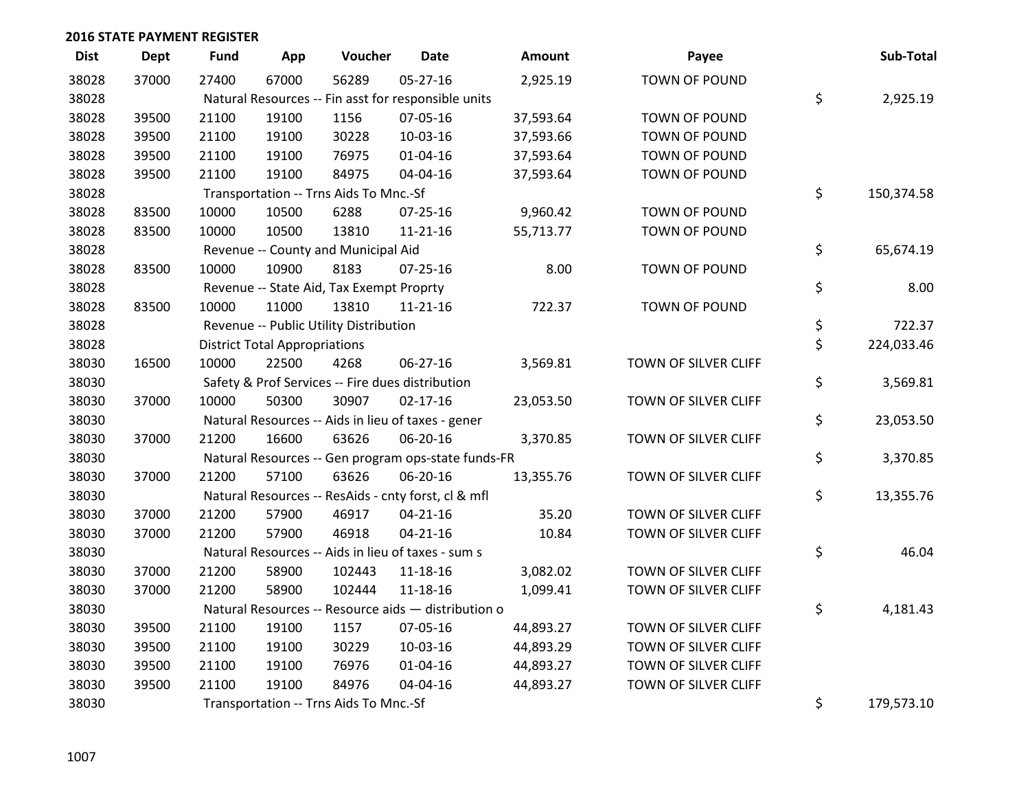## 2016 STATE PAYMENT REGISTER

| Dist | Dept | Fund | App | Voucher | Date | Amount | Payee | Sub-Total |
|---|---|---|---|---|---|---|---|---|
| 38028 | 37000 | 27400 | 67000 | 56289 | 05-27-16 | 2,925.19 | TOWN OF POUND | |
| 38028 | | Natural Resources -- Fin asst for responsible units | | | | | | $ 2,925.19 |
| 38028 | 39500 | 21100 | 19100 | 1156 | 07-05-16 | 37,593.64 | TOWN OF POUND | |
| 38028 | 39500 | 21100 | 19100 | 30228 | 10-03-16 | 37,593.66 | TOWN OF POUND | |
| 38028 | 39500 | 21100 | 19100 | 76975 | 01-04-16 | 37,593.64 | TOWN OF POUND | |
| 38028 | 39500 | 21100 | 19100 | 84975 | 04-04-16 | 37,593.64 | TOWN OF POUND | |
| 38028 | | Transportation -- Trns Aids To Mnc.-Sf | | | | | | $ 150,374.58 |
| 38028 | 83500 | 10000 | 10500 | 6288 | 07-25-16 | 9,960.42 | TOWN OF POUND | |
| 38028 | 83500 | 10000 | 10500 | 13810 | 11-21-16 | 55,713.77 | TOWN OF POUND | |
| 38028 | | Revenue -- County and Municipal Aid | | | | | | $ 65,674.19 |
| 38028 | 83500 | 10000 | 10900 | 8183 | 07-25-16 | 8.00 | TOWN OF POUND | |
| 38028 | | Revenue -- State Aid, Tax Exempt Proprty | | | | | | $ 8.00 |
| 38028 | 83500 | 10000 | 11000 | 13810 | 11-21-16 | 722.37 | TOWN OF POUND | |
| 38028 | | Revenue -- Public Utility Distribution | | | | | | $ 722.37 |
| 38028 | | District Total Appropriations | | | | | | $ 224,033.46 |
| 38030 | 16500 | 10000 | 22500 | 4268 | 06-27-16 | 3,569.81 | TOWN OF SILVER CLIFF | |
| 38030 | | Safety & Prof Services -- Fire dues distribution | | | | | | $ 3,569.81 |
| 38030 | 37000 | 10000 | 50300 | 30907 | 02-17-16 | 23,053.50 | TOWN OF SILVER CLIFF | |
| 38030 | | Natural Resources -- Aids in lieu of taxes - gener | | | | | | $ 23,053.50 |
| 38030 | 37000 | 21200 | 16600 | 63626 | 06-20-16 | 3,370.85 | TOWN OF SILVER CLIFF | |
| 38030 | | Natural Resources -- Gen program ops-state funds-FR | | | | | | $ 3,370.85 |
| 38030 | 37000 | 21200 | 57100 | 63626 | 06-20-16 | 13,355.76 | TOWN OF SILVER CLIFF | |
| 38030 | | Natural Resources -- ResAids - cnty forst, cl & mfl | | | | | | $ 13,355.76 |
| 38030 | 37000 | 21200 | 57900 | 46917 | 04-21-16 | 35.20 | TOWN OF SILVER CLIFF | |
| 38030 | 37000 | 21200 | 57900 | 46918 | 04-21-16 | 10.84 | TOWN OF SILVER CLIFF | |
| 38030 | | Natural Resources -- Aids in lieu of taxes - sum s | | | | | | $ 46.04 |
| 38030 | 37000 | 21200 | 58900 | 102443 | 11-18-16 | 3,082.02 | TOWN OF SILVER CLIFF | |
| 38030 | 37000 | 21200 | 58900 | 102444 | 11-18-16 | 1,099.41 | TOWN OF SILVER CLIFF | |
| 38030 | | Natural Resources -- Resource aids — distribution o | | | | | | $ 4,181.43 |
| 38030 | 39500 | 21100 | 19100 | 1157 | 07-05-16 | 44,893.27 | TOWN OF SILVER CLIFF | |
| 38030 | 39500 | 21100 | 19100 | 30229 | 10-03-16 | 44,893.29 | TOWN OF SILVER CLIFF | |
| 38030 | 39500 | 21100 | 19100 | 76976 | 01-04-16 | 44,893.27 | TOWN OF SILVER CLIFF | |
| 38030 | 39500 | 21100 | 19100 | 84976 | 04-04-16 | 44,893.27 | TOWN OF SILVER CLIFF | |
| 38030 | | Transportation -- Trns Aids To Mnc.-Sf | | | | | | $ 179,573.10 |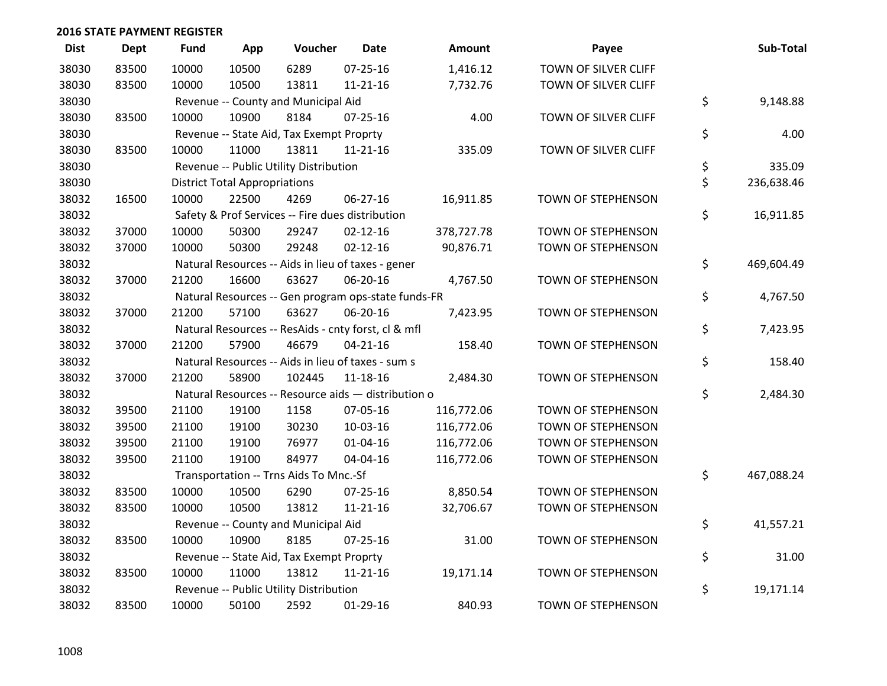## 2016 STATE PAYMENT REGISTER

| Dist | Dept | Fund | App | Voucher | Date | Amount | Payee | Sub-Total |
|---|---|---|---|---|---|---|---|---|
| 38030 | 83500 | 10000 | 10500 | 6289 | 07-25-16 | 1,416.12 | TOWN OF SILVER CLIFF | |
| 38030 | 83500 | 10000 | 10500 | 13811 | 11-21-16 | 7,732.76 | TOWN OF SILVER CLIFF | |
| 38030 | | Revenue -- County and Municipal Aid | | | | | | $ 9,148.88 |
| 38030 | 83500 | 10000 | 10900 | 8184 | 07-25-16 | 4.00 | TOWN OF SILVER CLIFF | |
| 38030 | | Revenue -- State Aid, Tax Exempt Proprty | | | | | | $ 4.00 |
| 38030 | 83500 | 10000 | 11000 | 13811 | 11-21-16 | 335.09 | TOWN OF SILVER CLIFF | |
| 38030 | | Revenue -- Public Utility Distribution | | | | | | $ 335.09 |
| 38030 | | District Total Appropriations | | | | | | $ 236,638.46 |
| 38032 | 16500 | 10000 | 22500 | 4269 | 06-27-16 | 16,911.85 | TOWN OF STEPHENSON | |
| 38032 | | Safety & Prof Services -- Fire dues distribution | | | | | | $ 16,911.85 |
| 38032 | 37000 | 10000 | 50300 | 29247 | 02-12-16 | 378,727.78 | TOWN OF STEPHENSON | |
| 38032 | 37000 | 10000 | 50300 | 29248 | 02-12-16 | 90,876.71 | TOWN OF STEPHENSON | |
| 38032 | | Natural Resources -- Aids in lieu of taxes - gener | | | | | | $ 469,604.49 |
| 38032 | 37000 | 21200 | 16600 | 63627 | 06-20-16 | 4,767.50 | TOWN OF STEPHENSON | |
| 38032 | | Natural Resources -- Gen program ops-state funds-FR | | | | | | $ 4,767.50 |
| 38032 | 37000 | 21200 | 57100 | 63627 | 06-20-16 | 7,423.95 | TOWN OF STEPHENSON | |
| 38032 | | Natural Resources -- ResAids - cnty forst, cl & mfl | | | | | | $ 7,423.95 |
| 38032 | 37000 | 21200 | 57900 | 46679 | 04-21-16 | 158.40 | TOWN OF STEPHENSON | |
| 38032 | | Natural Resources -- Aids in lieu of taxes - sum s | | | | | | $ 158.40 |
| 38032 | 37000 | 21200 | 58900 | 102445 | 11-18-16 | 2,484.30 | TOWN OF STEPHENSON | |
| 38032 | | Natural Resources -- Resource aids — distribution o | | | | | | $ 2,484.30 |
| 38032 | 39500 | 21100 | 19100 | 1158 | 07-05-16 | 116,772.06 | TOWN OF STEPHENSON | |
| 38032 | 39500 | 21100 | 19100 | 30230 | 10-03-16 | 116,772.06 | TOWN OF STEPHENSON | |
| 38032 | 39500 | 21100 | 19100 | 76977 | 01-04-16 | 116,772.06 | TOWN OF STEPHENSON | |
| 38032 | 39500 | 21100 | 19100 | 84977 | 04-04-16 | 116,772.06 | TOWN OF STEPHENSON | |
| 38032 | | Transportation -- Trns Aids To Mnc.-Sf | | | | | | $ 467,088.24 |
| 38032 | 83500 | 10000 | 10500 | 6290 | 07-25-16 | 8,850.54 | TOWN OF STEPHENSON | |
| 38032 | 83500 | 10000 | 10500 | 13812 | 11-21-16 | 32,706.67 | TOWN OF STEPHENSON | |
| 38032 | | Revenue -- County and Municipal Aid | | | | | | $ 41,557.21 |
| 38032 | 83500 | 10000 | 10900 | 8185 | 07-25-16 | 31.00 | TOWN OF STEPHENSON | |
| 38032 | | Revenue -- State Aid, Tax Exempt Proprty | | | | | | $ 31.00 |
| 38032 | 83500 | 10000 | 11000 | 13812 | 11-21-16 | 19,171.14 | TOWN OF STEPHENSON | |
| 38032 | | Revenue -- Public Utility Distribution | | | | | | $ 19,171.14 |
| 38032 | 83500 | 10000 | 50100 | 2592 | 01-29-16 | 840.93 | TOWN OF STEPHENSON | |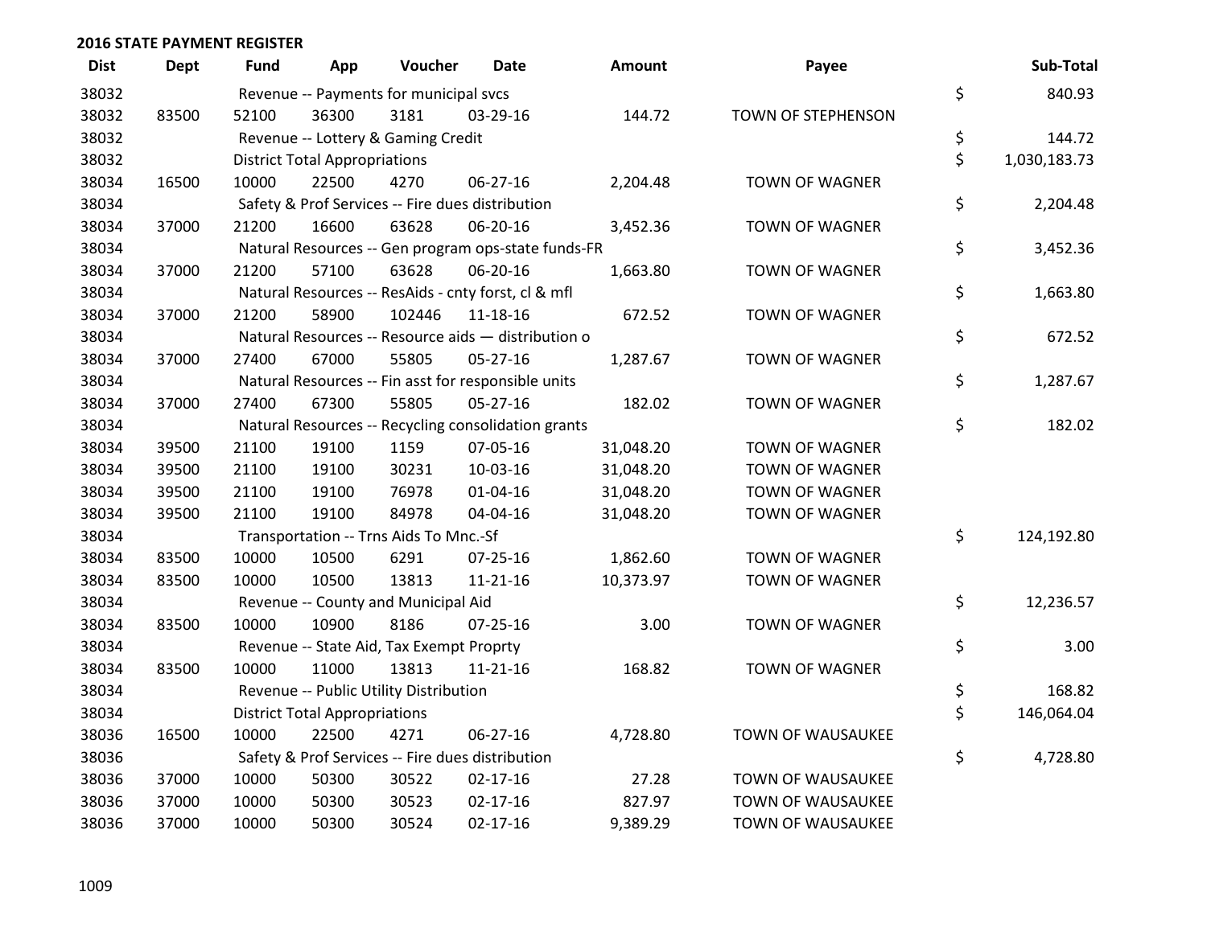## 2016 STATE PAYMENT REGISTER

| Dist | Dept | Fund | App | Voucher | Date | Amount | Payee | | Sub-Total |
|---|---|---|---|---|---|---|---|---|---|
| 38032 | | Revenue -- Payments for municipal svcs | | | | | | $ | 840.93 |
| 38032 | 83500 | 52100 | 36300 | 3181 | 03-29-16 | 144.72 | TOWN OF STEPHENSON | | |
| 38032 | | Revenue -- Lottery & Gaming Credit | | | | | | $ | 144.72 |
| 38032 | | District Total Appropriations | | | | | | $ | 1,030,183.73 |
| 38034 | 16500 | 10000 | 22500 | 4270 | 06-27-16 | 2,204.48 | TOWN OF WAGNER | | |
| 38034 | | Safety & Prof Services -- Fire dues distribution | | | | | | $ | 2,204.48 |
| 38034 | 37000 | 21200 | 16600 | 63628 | 06-20-16 | 3,452.36 | TOWN OF WAGNER | | |
| 38034 | | Natural Resources -- Gen program ops-state funds-FR | | | | | | $ | 3,452.36 |
| 38034 | 37000 | 21200 | 57100 | 63628 | 06-20-16 | 1,663.80 | TOWN OF WAGNER | | |
| 38034 | | Natural Resources -- ResAids - cnty forst, cl & mfl | | | | | | $ | 1,663.80 |
| 38034 | 37000 | 21200 | 58900 | 102446 | 11-18-16 | 672.52 | TOWN OF WAGNER | | |
| 38034 | | Natural Resources -- Resource aids — distribution o | | | | | | $ | 672.52 |
| 38034 | 37000 | 27400 | 67000 | 55805 | 05-27-16 | 1,287.67 | TOWN OF WAGNER | | |
| 38034 | | Natural Resources -- Fin asst for responsible units | | | | | | $ | 1,287.67 |
| 38034 | 37000 | 27400 | 67300 | 55805 | 05-27-16 | 182.02 | TOWN OF WAGNER | | |
| 38034 | | Natural Resources -- Recycling consolidation grants | | | | | | $ | 182.02 |
| 38034 | 39500 | 21100 | 19100 | 1159 | 07-05-16 | 31,048.20 | TOWN OF WAGNER | | |
| 38034 | 39500 | 21100 | 19100 | 30231 | 10-03-16 | 31,048.20 | TOWN OF WAGNER | | |
| 38034 | 39500 | 21100 | 19100 | 76978 | 01-04-16 | 31,048.20 | TOWN OF WAGNER | | |
| 38034 | 39500 | 21100 | 19100 | 84978 | 04-04-16 | 31,048.20 | TOWN OF WAGNER | | |
| 38034 | | Transportation -- Trns Aids To Mnc.-Sf | | | | | | $ | 124,192.80 |
| 38034 | 83500 | 10000 | 10500 | 6291 | 07-25-16 | 1,862.60 | TOWN OF WAGNER | | |
| 38034 | 83500 | 10000 | 10500 | 13813 | 11-21-16 | 10,373.97 | TOWN OF WAGNER | | |
| 38034 | | Revenue -- County and Municipal Aid | | | | | | $ | 12,236.57 |
| 38034 | 83500 | 10000 | 10900 | 8186 | 07-25-16 | 3.00 | TOWN OF WAGNER | | |
| 38034 | | Revenue -- State Aid, Tax Exempt Proprty | | | | | | $ | 3.00 |
| 38034 | 83500 | 10000 | 11000 | 13813 | 11-21-16 | 168.82 | TOWN OF WAGNER | | |
| 38034 | | Revenue -- Public Utility Distribution | | | | | | $ | 168.82 |
| 38034 | | District Total Appropriations | | | | | | $ | 146,064.04 |
| 38036 | 16500 | 10000 | 22500 | 4271 | 06-27-16 | 4,728.80 | TOWN OF WAUSAUKEE | | |
| 38036 | | Safety & Prof Services -- Fire dues distribution | | | | | | $ | 4,728.80 |
| 38036 | 37000 | 10000 | 50300 | 30522 | 02-17-16 | 27.28 | TOWN OF WAUSAUKEE | | |
| 38036 | 37000 | 10000 | 50300 | 30523 | 02-17-16 | 827.97 | TOWN OF WAUSAUKEE | | |
| 38036 | 37000 | 10000 | 50300 | 30524 | 02-17-16 | 9,389.29 | TOWN OF WAUSAUKEE | | |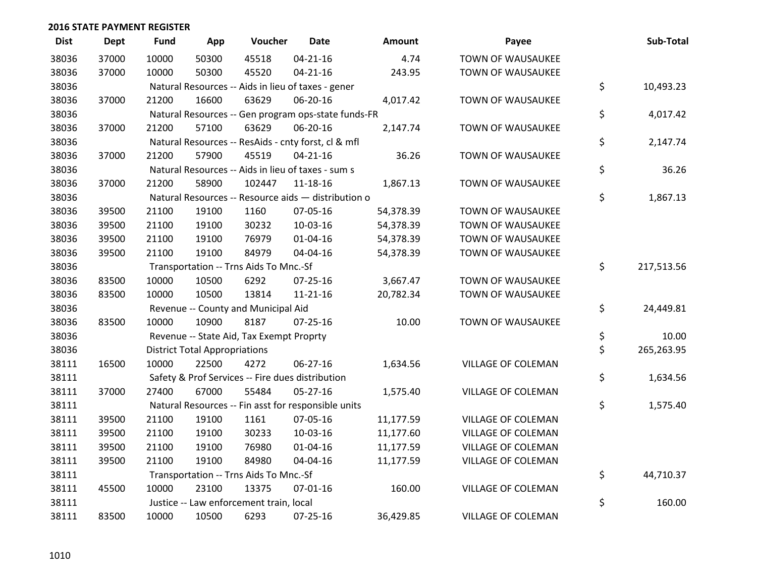## 2016 STATE PAYMENT REGISTER

| Dist | Dept | Fund | App | Voucher | Date | Amount | Payee | Sub-Total |
|---|---|---|---|---|---|---|---|---|
| 38036 | 37000 | 10000 | 50300 | 45518 | 04-21-16 | 4.74 | TOWN OF WAUSAUKEE | |
| 38036 | 37000 | 10000 | 50300 | 45520 | 04-21-16 | 243.95 | TOWN OF WAUSAUKEE | |
| 38036 | | Natural Resources -- Aids in lieu of taxes - gener | | | | | | $ 10,493.23 |
| 38036 | 37000 | 21200 | 16600 | 63629 | 06-20-16 | 4,017.42 | TOWN OF WAUSAUKEE | |
| 38036 | | Natural Resources -- Gen program ops-state funds-FR | | | | | | $ 4,017.42 |
| 38036 | 37000 | 21200 | 57100 | 63629 | 06-20-16 | 2,147.74 | TOWN OF WAUSAUKEE | |
| 38036 | | Natural Resources -- ResAids - cnty forst, cl & mfl | | | | | | $ 2,147.74 |
| 38036 | 37000 | 21200 | 57900 | 45519 | 04-21-16 | 36.26 | TOWN OF WAUSAUKEE | |
| 38036 | | Natural Resources -- Aids in lieu of taxes - sum s | | | | | | $ 36.26 |
| 38036 | 37000 | 21200 | 58900 | 102447 | 11-18-16 | 1,867.13 | TOWN OF WAUSAUKEE | |
| 38036 | | Natural Resources -- Resource aids — distribution o | | | | | | $ 1,867.13 |
| 38036 | 39500 | 21100 | 19100 | 1160 | 07-05-16 | 54,378.39 | TOWN OF WAUSAUKEE | |
| 38036 | 39500 | 21100 | 19100 | 30232 | 10-03-16 | 54,378.39 | TOWN OF WAUSAUKEE | |
| 38036 | 39500 | 21100 | 19100 | 76979 | 01-04-16 | 54,378.39 | TOWN OF WAUSAUKEE | |
| 38036 | 39500 | 21100 | 19100 | 84979 | 04-04-16 | 54,378.39 | TOWN OF WAUSAUKEE | |
| 38036 | | Transportation -- Trns Aids To Mnc.-Sf | | | | | | $ 217,513.56 |
| 38036 | 83500 | 10000 | 10500 | 6292 | 07-25-16 | 3,667.47 | TOWN OF WAUSAUKEE | |
| 38036 | 83500 | 10000 | 10500 | 13814 | 11-21-16 | 20,782.34 | TOWN OF WAUSAUKEE | |
| 38036 | | Revenue -- County and Municipal Aid | | | | | | $ 24,449.81 |
| 38036 | 83500 | 10000 | 10900 | 8187 | 07-25-16 | 10.00 | TOWN OF WAUSAUKEE | |
| 38036 | | Revenue -- State Aid, Tax Exempt Proprty | | | | | | $ 10.00 |
| 38036 | | District Total Appropriations | | | | | | $ 265,263.95 |
| 38111 | 16500 | 10000 | 22500 | 4272 | 06-27-16 | 1,634.56 | VILLAGE OF COLEMAN | |
| 38111 | | Safety & Prof Services -- Fire dues distribution | | | | | | $ 1,634.56 |
| 38111 | 37000 | 27400 | 67000 | 55484 | 05-27-16 | 1,575.40 | VILLAGE OF COLEMAN | |
| 38111 | | Natural Resources -- Fin asst for responsible units | | | | | | $ 1,575.40 |
| 38111 | 39500 | 21100 | 19100 | 1161 | 07-05-16 | 11,177.59 | VILLAGE OF COLEMAN | |
| 38111 | 39500 | 21100 | 19100 | 30233 | 10-03-16 | 11,177.60 | VILLAGE OF COLEMAN | |
| 38111 | 39500 | 21100 | 19100 | 76980 | 01-04-16 | 11,177.59 | VILLAGE OF COLEMAN | |
| 38111 | 39500 | 21100 | 19100 | 84980 | 04-04-16 | 11,177.59 | VILLAGE OF COLEMAN | |
| 38111 | | Transportation -- Trns Aids To Mnc.-Sf | | | | | | $ 44,710.37 |
| 38111 | 45500 | 10000 | 23100 | 13375 | 07-01-16 | 160.00 | VILLAGE OF COLEMAN | |
| 38111 | | Justice -- Law enforcement train, local | | | | | | $ 160.00 |
| 38111 | 83500 | 10000 | 10500 | 6293 | 07-25-16 | 36,429.85 | VILLAGE OF COLEMAN | |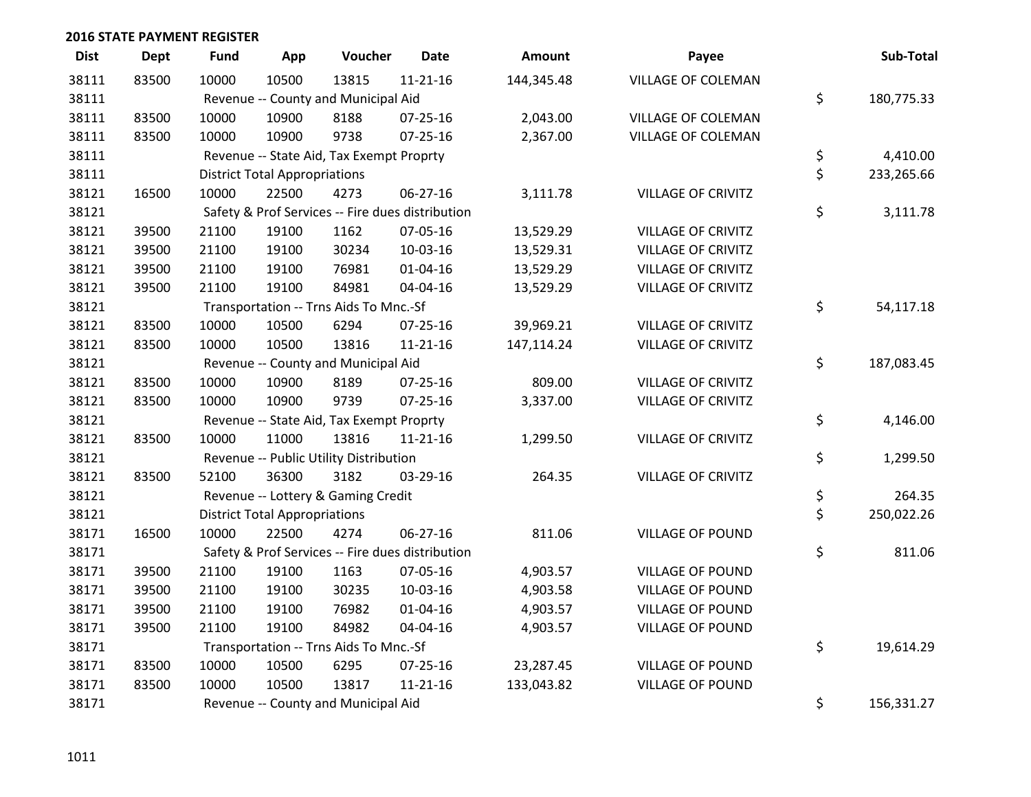## 2016 STATE PAYMENT REGISTER

| Dist | Dept | Fund | App | Voucher | Date | Amount | Payee | Sub-Total |
|---|---|---|---|---|---|---|---|---|
| 38111 | 83500 | 10000 | 10500 | 13815 | 11-21-16 | 144,345.48 | VILLAGE OF COLEMAN | |
| 38111 | | Revenue -- County and Municipal Aid | | | | | | $ 180,775.33 |
| 38111 | 83500 | 10000 | 10900 | 8188 | 07-25-16 | 2,043.00 | VILLAGE OF COLEMAN | |
| 38111 | 83500 | 10000 | 10900 | 9738 | 07-25-16 | 2,367.00 | VILLAGE OF COLEMAN | |
| 38111 | | Revenue -- State Aid, Tax Exempt Proprty | | | | | | $ 4,410.00 |
| 38111 | | District Total Appropriations | | | | | | $ 233,265.66 |
| 38121 | 16500 | 10000 | 22500 | 4273 | 06-27-16 | 3,111.78 | VILLAGE OF CRIVITZ | |
| 38121 | | Safety & Prof Services -- Fire dues distribution | | | | | | $ 3,111.78 |
| 38121 | 39500 | 21100 | 19100 | 1162 | 07-05-16 | 13,529.29 | VILLAGE OF CRIVITZ | |
| 38121 | 39500 | 21100 | 19100 | 30234 | 10-03-16 | 13,529.31 | VILLAGE OF CRIVITZ | |
| 38121 | 39500 | 21100 | 19100 | 76981 | 01-04-16 | 13,529.29 | VILLAGE OF CRIVITZ | |
| 38121 | 39500 | 21100 | 19100 | 84981 | 04-04-16 | 13,529.29 | VILLAGE OF CRIVITZ | |
| 38121 | | Transportation -- Trns Aids To Mnc.-Sf | | | | | | $ 54,117.18 |
| 38121 | 83500 | 10000 | 10500 | 6294 | 07-25-16 | 39,969.21 | VILLAGE OF CRIVITZ | |
| 38121 | 83500 | 10000 | 10500 | 13816 | 11-21-16 | 147,114.24 | VILLAGE OF CRIVITZ | |
| 38121 | | Revenue -- County and Municipal Aid | | | | | | $ 187,083.45 |
| 38121 | 83500 | 10000 | 10900 | 8189 | 07-25-16 | 809.00 | VILLAGE OF CRIVITZ | |
| 38121 | 83500 | 10000 | 10900 | 9739 | 07-25-16 | 3,337.00 | VILLAGE OF CRIVITZ | |
| 38121 | | Revenue -- State Aid, Tax Exempt Proprty | | | | | | $ 4,146.00 |
| 38121 | 83500 | 10000 | 11000 | 13816 | 11-21-16 | 1,299.50 | VILLAGE OF CRIVITZ | |
| 38121 | | Revenue -- Public Utility Distribution | | | | | | $ 1,299.50 |
| 38121 | 83500 | 52100 | 36300 | 3182 | 03-29-16 | 264.35 | VILLAGE OF CRIVITZ | |
| 38121 | | Revenue -- Lottery & Gaming Credit | | | | | | $ 264.35 |
| 38121 | | District Total Appropriations | | | | | | $ 250,022.26 |
| 38171 | 16500 | 10000 | 22500 | 4274 | 06-27-16 | 811.06 | VILLAGE OF POUND | |
| 38171 | | Safety & Prof Services -- Fire dues distribution | | | | | | $ 811.06 |
| 38171 | 39500 | 21100 | 19100 | 1163 | 07-05-16 | 4,903.57 | VILLAGE OF POUND | |
| 38171 | 39500 | 21100 | 19100 | 30235 | 10-03-16 | 4,903.58 | VILLAGE OF POUND | |
| 38171 | 39500 | 21100 | 19100 | 76982 | 01-04-16 | 4,903.57 | VILLAGE OF POUND | |
| 38171 | 39500 | 21100 | 19100 | 84982 | 04-04-16 | 4,903.57 | VILLAGE OF POUND | |
| 38171 | | Transportation -- Trns Aids To Mnc.-Sf | | | | | | $ 19,614.29 |
| 38171 | 83500 | 10000 | 10500 | 6295 | 07-25-16 | 23,287.45 | VILLAGE OF POUND | |
| 38171 | 83500 | 10000 | 10500 | 13817 | 11-21-16 | 133,043.82 | VILLAGE OF POUND | |
| 38171 | | Revenue -- County and Municipal Aid | | | | | | $ 156,331.27 |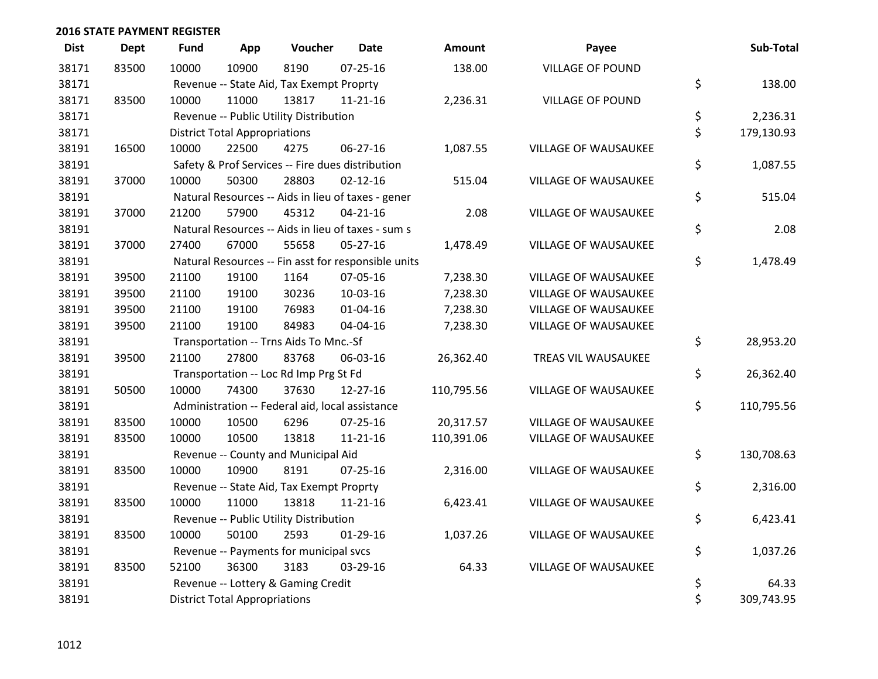## 2016 STATE PAYMENT REGISTER

| Dist | Dept | Fund | App | Voucher | Date | Amount | Payee | | Sub-Total |
|---|---|---|---|---|---|---|---|---|---|
| 38171 | 83500 | 10000 | 10900 | 8190 | 07-25-16 | 138.00 | VILLAGE OF POUND | | |
| 38171 | | Revenue -- State Aid, Tax Exempt Proprty | | | | | | $ | 138.00 |
| 38171 | 83500 | 10000 | 11000 | 13817 | 11-21-16 | 2,236.31 | VILLAGE OF POUND | | |
| 38171 | | Revenue -- Public Utility Distribution | | | | | | $ | 2,236.31 |
| 38171 | | District Total Appropriations | | | | | | $ | 179,130.93 |
| 38191 | 16500 | 10000 | 22500 | 4275 | 06-27-16 | 1,087.55 | VILLAGE OF WAUSAUKEE | | |
| 38191 | | Safety & Prof Services -- Fire dues distribution | | | | | | $ | 1,087.55 |
| 38191 | 37000 | 10000 | 50300 | 28803 | 02-12-16 | 515.04 | VILLAGE OF WAUSAUKEE | | |
| 38191 | | Natural Resources -- Aids in lieu of taxes - gener | | | | | | $ | 515.04 |
| 38191 | 37000 | 21200 | 57900 | 45312 | 04-21-16 | 2.08 | VILLAGE OF WAUSAUKEE | | |
| 38191 | | Natural Resources -- Aids in lieu of taxes - sum s | | | | | | $ | 2.08 |
| 38191 | 37000 | 27400 | 67000 | 55658 | 05-27-16 | 1,478.49 | VILLAGE OF WAUSAUKEE | | |
| 38191 | | Natural Resources -- Fin asst for responsible units | | | | | | $ | 1,478.49 |
| 38191 | 39500 | 21100 | 19100 | 1164 | 07-05-16 | 7,238.30 | VILLAGE OF WAUSAUKEE | | |
| 38191 | 39500 | 21100 | 19100 | 30236 | 10-03-16 | 7,238.30 | VILLAGE OF WAUSAUKEE | | |
| 38191 | 39500 | 21100 | 19100 | 76983 | 01-04-16 | 7,238.30 | VILLAGE OF WAUSAUKEE | | |
| 38191 | 39500 | 21100 | 19100 | 84983 | 04-04-16 | 7,238.30 | VILLAGE OF WAUSAUKEE | | |
| 38191 | | Transportation -- Trns Aids To Mnc.-Sf | | | | | | $ | 28,953.20 |
| 38191 | 39500 | 21100 | 27800 | 83768 | 06-03-16 | 26,362.40 | TREAS VIL WAUSAUKEE | | |
| 38191 | | Transportation -- Loc Rd Imp Prg St Fd | | | | | | $ | 26,362.40 |
| 38191 | 50500 | 10000 | 74300 | 37630 | 12-27-16 | 110,795.56 | VILLAGE OF WAUSAUKEE | | |
| 38191 | | Administration -- Federal aid, local assistance | | | | | | $ | 110,795.56 |
| 38191 | 83500 | 10000 | 10500 | 6296 | 07-25-16 | 20,317.57 | VILLAGE OF WAUSAUKEE | | |
| 38191 | 83500 | 10000 | 10500 | 13818 | 11-21-16 | 110,391.06 | VILLAGE OF WAUSAUKEE | | |
| 38191 | | Revenue -- County and Municipal Aid | | | | | | $ | 130,708.63 |
| 38191 | 83500 | 10000 | 10900 | 8191 | 07-25-16 | 2,316.00 | VILLAGE OF WAUSAUKEE | | |
| 38191 | | Revenue -- State Aid, Tax Exempt Proprty | | | | | | $ | 2,316.00 |
| 38191 | 83500 | 10000 | 11000 | 13818 | 11-21-16 | 6,423.41 | VILLAGE OF WAUSAUKEE | | |
| 38191 | | Revenue -- Public Utility Distribution | | | | | | $ | 6,423.41 |
| 38191 | 83500 | 10000 | 50100 | 2593 | 01-29-16 | 1,037.26 | VILLAGE OF WAUSAUKEE | | |
| 38191 | | Revenue -- Payments for municipal svcs | | | | | | $ | 1,037.26 |
| 38191 | 83500 | 52100 | 36300 | 3183 | 03-29-16 | 64.33 | VILLAGE OF WAUSAUKEE | | |
| 38191 | | Revenue -- Lottery & Gaming Credit | | | | | | $ | 64.33 |
| 38191 | | District Total Appropriations | | | | | | $ | 309,743.95 |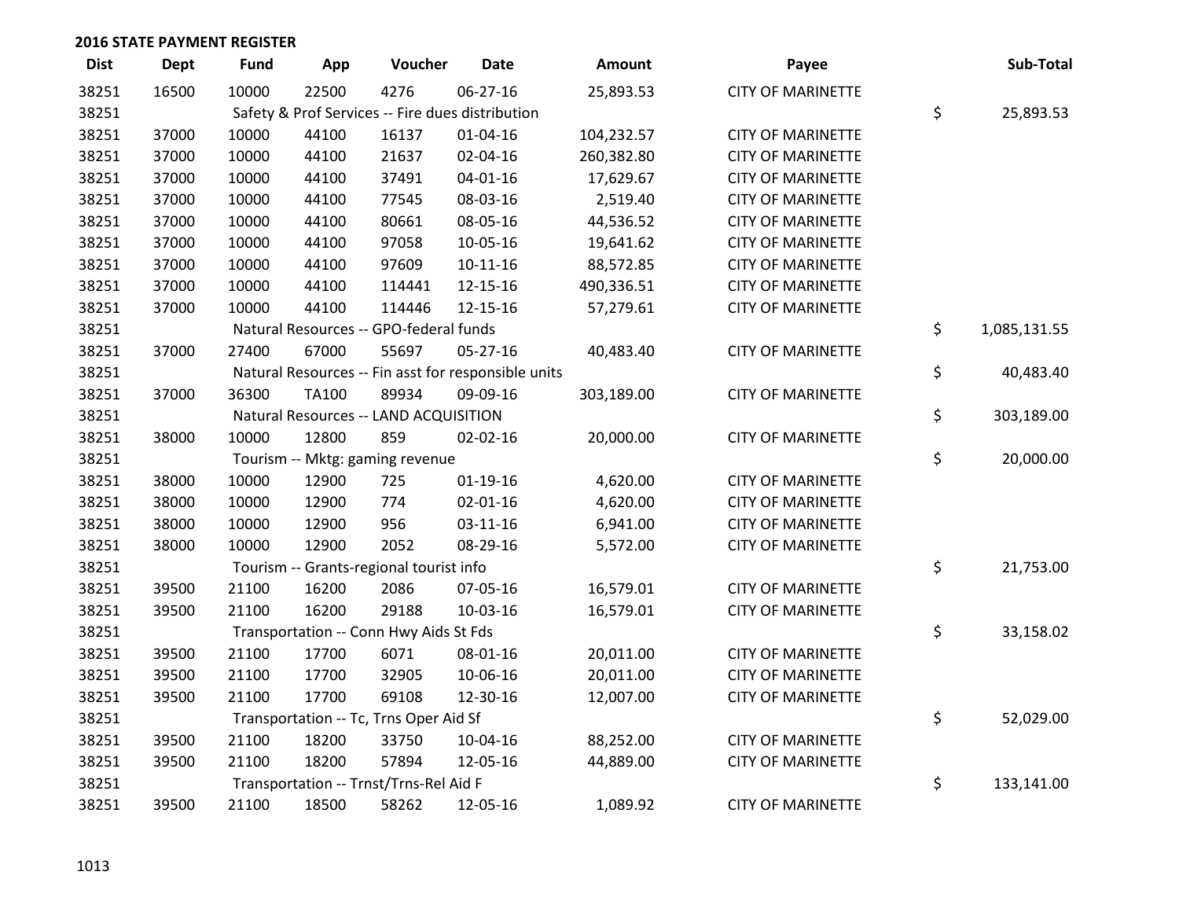## 2016 STATE PAYMENT REGISTER

| Dist | Dept | Fund | App | Voucher | Date | Amount | Payee | | Sub-Total |
|---|---|---|---|---|---|---|---|---|---|
| 38251 | 16500 | 10000 | 22500 | 4276 | 06-27-16 | 25,893.53 | CITY OF MARINETTE | | |
| 38251 | | Safety & Prof Services -- Fire dues distribution | | | | | | $ | 25,893.53 |
| 38251 | 37000 | 10000 | 44100 | 16137 | 01-04-16 | 104,232.57 | CITY OF MARINETTE | | |
| 38251 | 37000 | 10000 | 44100 | 21637 | 02-04-16 | 260,382.80 | CITY OF MARINETTE | | |
| 38251 | 37000 | 10000 | 44100 | 37491 | 04-01-16 | 17,629.67 | CITY OF MARINETTE | | |
| 38251 | 37000 | 10000 | 44100 | 77545 | 08-03-16 | 2,519.40 | CITY OF MARINETTE | | |
| 38251 | 37000 | 10000 | 44100 | 80661 | 08-05-16 | 44,536.52 | CITY OF MARINETTE | | |
| 38251 | 37000 | 10000 | 44100 | 97058 | 10-05-16 | 19,641.62 | CITY OF MARINETTE | | |
| 38251 | 37000 | 10000 | 44100 | 97609 | 10-11-16 | 88,572.85 | CITY OF MARINETTE | | |
| 38251 | 37000 | 10000 | 44100 | 114441 | 12-15-16 | 490,336.51 | CITY OF MARINETTE | | |
| 38251 | 37000 | 10000 | 44100 | 114446 | 12-15-16 | 57,279.61 | CITY OF MARINETTE | | |
| 38251 | | Natural Resources -- GPO-federal funds | | | | | | $ | 1,085,131.55 |
| 38251 | 37000 | 27400 | 67000 | 55697 | 05-27-16 | 40,483.40 | CITY OF MARINETTE | | |
| 38251 | | Natural Resources -- Fin asst for responsible units | | | | | | $ | 40,483.40 |
| 38251 | 37000 | 36300 | TA100 | 89934 | 09-09-16 | 303,189.00 | CITY OF MARINETTE | | |
| 38251 | | Natural Resources -- LAND ACQUISITION | | | | | | $ | 303,189.00 |
| 38251 | 38000 | 10000 | 12800 | 859 | 02-02-16 | 20,000.00 | CITY OF MARINETTE | | |
| 38251 | | Tourism -- Mktg: gaming revenue | | | | | | $ | 20,000.00 |
| 38251 | 38000 | 10000 | 12900 | 725 | 01-19-16 | 4,620.00 | CITY OF MARINETTE | | |
| 38251 | 38000 | 10000 | 12900 | 774 | 02-01-16 | 4,620.00 | CITY OF MARINETTE | | |
| 38251 | 38000 | 10000 | 12900 | 956 | 03-11-16 | 6,941.00 | CITY OF MARINETTE | | |
| 38251 | 38000 | 10000 | 12900 | 2052 | 08-29-16 | 5,572.00 | CITY OF MARINETTE | | |
| 38251 | | Tourism -- Grants-regional tourist info | | | | | | $ | 21,753.00 |
| 38251 | 39500 | 21100 | 16200 | 2086 | 07-05-16 | 16,579.01 | CITY OF MARINETTE | | |
| 38251 | 39500 | 21100 | 16200 | 29188 | 10-03-16 | 16,579.01 | CITY OF MARINETTE | | |
| 38251 | | Transportation -- Conn Hwy Aids St Fds | | | | | | $ | 33,158.02 |
| 38251 | 39500 | 21100 | 17700 | 6071 | 08-01-16 | 20,011.00 | CITY OF MARINETTE | | |
| 38251 | 39500 | 21100 | 17700 | 32905 | 10-06-16 | 20,011.00 | CITY OF MARINETTE | | |
| 38251 | 39500 | 21100 | 17700 | 69108 | 12-30-16 | 12,007.00 | CITY OF MARINETTE | | |
| 38251 | | Transportation -- Tc, Trns Oper Aid Sf | | | | | | $ | 52,029.00 |
| 38251 | 39500 | 21100 | 18200 | 33750 | 10-04-16 | 88,252.00 | CITY OF MARINETTE | | |
| 38251 | 39500 | 21100 | 18200 | 57894 | 12-05-16 | 44,889.00 | CITY OF MARINETTE | | |
| 38251 | | Transportation -- Trnst/Trns-Rel Aid F | | | | | | $ | 133,141.00 |
| 38251 | 39500 | 21100 | 18500 | 58262 | 12-05-16 | 1,089.92 | CITY OF MARINETTE | | |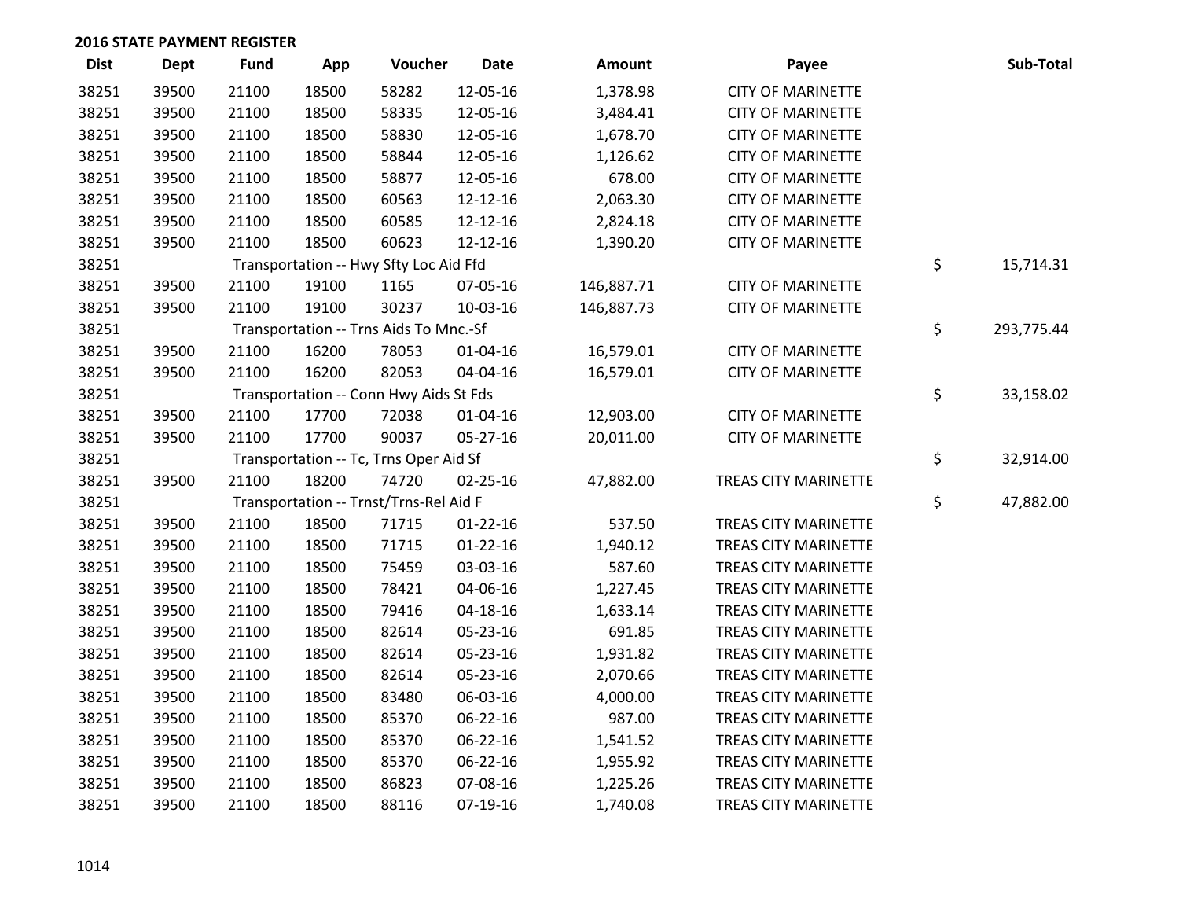**2016 STATE PAYMENT REGISTER**

| Dist | Dept | Fund | App | Voucher | Date | Amount | Payee | Sub-Total |
|---|---|---|---|---|---|---|---|---|
| 38251 | 39500 | 21100 | 18500 | 58282 | 12-05-16 | 1,378.98 | CITY OF MARINETTE | |
| 38251 | 39500 | 21100 | 18500 | 58335 | 12-05-16 | 3,484.41 | CITY OF MARINETTE | |
| 38251 | 39500 | 21100 | 18500 | 58830 | 12-05-16 | 1,678.70 | CITY OF MARINETTE | |
| 38251 | 39500 | 21100 | 18500 | 58844 | 12-05-16 | 1,126.62 | CITY OF MARINETTE | |
| 38251 | 39500 | 21100 | 18500 | 58877 | 12-05-16 | 678.00 | CITY OF MARINETTE | |
| 38251 | 39500 | 21100 | 18500 | 60563 | 12-12-16 | 2,063.30 | CITY OF MARINETTE | |
| 38251 | 39500 | 21100 | 18500 | 60585 | 12-12-16 | 2,824.18 | CITY OF MARINETTE | |
| 38251 | 39500 | 21100 | 18500 | 60623 | 12-12-16 | 1,390.20 | CITY OF MARINETTE | |
| 38251 | | Transportation -- Hwy Sfty Loc Aid Ffd | | | | | | $ 15,714.31 |
| 38251 | 39500 | 21100 | 19100 | 1165 | 07-05-16 | 146,887.71 | CITY OF MARINETTE | |
| 38251 | 39500 | 21100 | 19100 | 30237 | 10-03-16 | 146,887.73 | CITY OF MARINETTE | |
| 38251 | | Transportation -- Trns Aids To Mnc.-Sf | | | | | | $ 293,775.44 |
| 38251 | 39500 | 21100 | 16200 | 78053 | 01-04-16 | 16,579.01 | CITY OF MARINETTE | |
| 38251 | 39500 | 21100 | 16200 | 82053 | 04-04-16 | 16,579.01 | CITY OF MARINETTE | |
| 38251 | | Transportation -- Conn Hwy Aids St Fds | | | | | | $ 33,158.02 |
| 38251 | 39500 | 21100 | 17700 | 72038 | 01-04-16 | 12,903.00 | CITY OF MARINETTE | |
| 38251 | 39500 | 21100 | 17700 | 90037 | 05-27-16 | 20,011.00 | CITY OF MARINETTE | |
| 38251 | | Transportation -- Tc, Trns Oper Aid Sf | | | | | | $ 32,914.00 |
| 38251 | 39500 | 21100 | 18200 | 74720 | 02-25-16 | 47,882.00 | TREAS CITY MARINETTE | |
| 38251 | | Transportation -- Trnst/Trns-Rel Aid F | | | | | | $ 47,882.00 |
| 38251 | 39500 | 21100 | 18500 | 71715 | 01-22-16 | 537.50 | TREAS CITY MARINETTE | |
| 38251 | 39500 | 21100 | 18500 | 71715 | 01-22-16 | 1,940.12 | TREAS CITY MARINETTE | |
| 38251 | 39500 | 21100 | 18500 | 75459 | 03-03-16 | 587.60 | TREAS CITY MARINETTE | |
| 38251 | 39500 | 21100 | 18500 | 78421 | 04-06-16 | 1,227.45 | TREAS CITY MARINETTE | |
| 38251 | 39500 | 21100 | 18500 | 79416 | 04-18-16 | 1,633.14 | TREAS CITY MARINETTE | |
| 38251 | 39500 | 21100 | 18500 | 82614 | 05-23-16 | 691.85 | TREAS CITY MARINETTE | |
| 38251 | 39500 | 21100 | 18500 | 82614 | 05-23-16 | 1,931.82 | TREAS CITY MARINETTE | |
| 38251 | 39500 | 21100 | 18500 | 82614 | 05-23-16 | 2,070.66 | TREAS CITY MARINETTE | |
| 38251 | 39500 | 21100 | 18500 | 83480 | 06-03-16 | 4,000.00 | TREAS CITY MARINETTE | |
| 38251 | 39500 | 21100 | 18500 | 85370 | 06-22-16 | 987.00 | TREAS CITY MARINETTE | |
| 38251 | 39500 | 21100 | 18500 | 85370 | 06-22-16 | 1,541.52 | TREAS CITY MARINETTE | |
| 38251 | 39500 | 21100 | 18500 | 85370 | 06-22-16 | 1,955.92 | TREAS CITY MARINETTE | |
| 38251 | 39500 | 21100 | 18500 | 86823 | 07-08-16 | 1,225.26 | TREAS CITY MARINETTE | |
| 38251 | 39500 | 21100 | 18500 | 88116 | 07-19-16 | 1,740.08 | TREAS CITY MARINETTE | |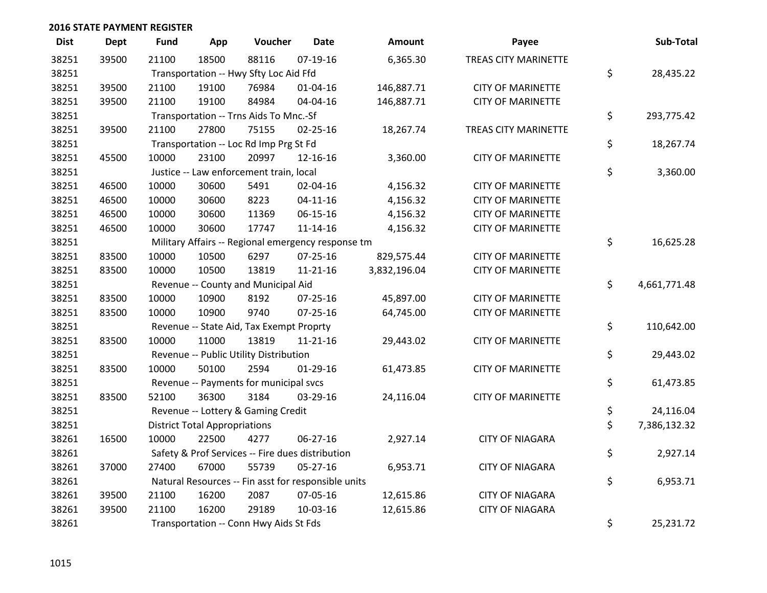## 2016 STATE PAYMENT REGISTER

| Dist | Dept | Fund | App | Voucher | Date | Amount | Payee | Sub-Total |
|---|---|---|---|---|---|---|---|---|
| 38251 | 39500 | 21100 | 18500 | 88116 | 07-19-16 | 6,365.30 | TREAS CITY MARINETTE | |
| 38251 | | Transportation -- Hwy Sfty Loc Aid Ffd | | | | | | $ 28,435.22 |
| 38251 | 39500 | 21100 | 19100 | 76984 | 01-04-16 | 146,887.71 | CITY OF MARINETTE | |
| 38251 | 39500 | 21100 | 19100 | 84984 | 04-04-16 | 146,887.71 | CITY OF MARINETTE | |
| 38251 | | Transportation -- Trns Aids To Mnc.-Sf | | | | | | $ 293,775.42 |
| 38251 | 39500 | 21100 | 27800 | 75155 | 02-25-16 | 18,267.74 | TREAS CITY MARINETTE | |
| 38251 | | Transportation -- Loc Rd Imp Prg St Fd | | | | | | $ 18,267.74 |
| 38251 | 45500 | 10000 | 23100 | 20997 | 12-16-16 | 3,360.00 | CITY OF MARINETTE | |
| 38251 | | Justice -- Law enforcement train, local | | | | | | $ 3,360.00 |
| 38251 | 46500 | 10000 | 30600 | 5491 | 02-04-16 | 4,156.32 | CITY OF MARINETTE | |
| 38251 | 46500 | 10000 | 30600 | 8223 | 04-11-16 | 4,156.32 | CITY OF MARINETTE | |
| 38251 | 46500 | 10000 | 30600 | 11369 | 06-15-16 | 4,156.32 | CITY OF MARINETTE | |
| 38251 | 46500 | 10000 | 30600 | 17747 | 11-14-16 | 4,156.32 | CITY OF MARINETTE | |
| 38251 | | Military Affairs -- Regional emergency response tm | | | | | | $ 16,625.28 |
| 38251 | 83500 | 10000 | 10500 | 6297 | 07-25-16 | 829,575.44 | CITY OF MARINETTE | |
| 38251 | 83500 | 10000 | 10500 | 13819 | 11-21-16 | 3,832,196.04 | CITY OF MARINETTE | |
| 38251 | | Revenue -- County and Municipal Aid | | | | | | $ 4,661,771.48 |
| 38251 | 83500 | 10000 | 10900 | 8192 | 07-25-16 | 45,897.00 | CITY OF MARINETTE | |
| 38251 | 83500 | 10000 | 10900 | 9740 | 07-25-16 | 64,745.00 | CITY OF MARINETTE | |
| 38251 | | Revenue -- State Aid, Tax Exempt Proprty | | | | | | $ 110,642.00 |
| 38251 | 83500 | 10000 | 11000 | 13819 | 11-21-16 | 29,443.02 | CITY OF MARINETTE | |
| 38251 | | Revenue -- Public Utility Distribution | | | | | | $ 29,443.02 |
| 38251 | 83500 | 10000 | 50100 | 2594 | 01-29-16 | 61,473.85 | CITY OF MARINETTE | |
| 38251 | | Revenue -- Payments for municipal svcs | | | | | | $ 61,473.85 |
| 38251 | 83500 | 52100 | 36300 | 3184 | 03-29-16 | 24,116.04 | CITY OF MARINETTE | |
| 38251 | | Revenue -- Lottery & Gaming Credit | | | | | | $ 24,116.04 |
| 38251 | | District Total Appropriations | | | | | | $ 7,386,132.32 |
| 38261 | 16500 | 10000 | 22500 | 4277 | 06-27-16 | 2,927.14 | CITY OF NIAGARA | |
| 38261 | | Safety & Prof Services -- Fire dues distribution | | | | | | $ 2,927.14 |
| 38261 | 37000 | 27400 | 67000 | 55739 | 05-27-16 | 6,953.71 | CITY OF NIAGARA | |
| 38261 | | Natural Resources -- Fin asst for responsible units | | | | | | $ 6,953.71 |
| 38261 | 39500 | 21100 | 16200 | 2087 | 07-05-16 | 12,615.86 | CITY OF NIAGARA | |
| 38261 | 39500 | 21100 | 16200 | 29189 | 10-03-16 | 12,615.86 | CITY OF NIAGARA | |
| 38261 | | Transportation -- Conn Hwy Aids St Fds | | | | | | $ 25,231.72 |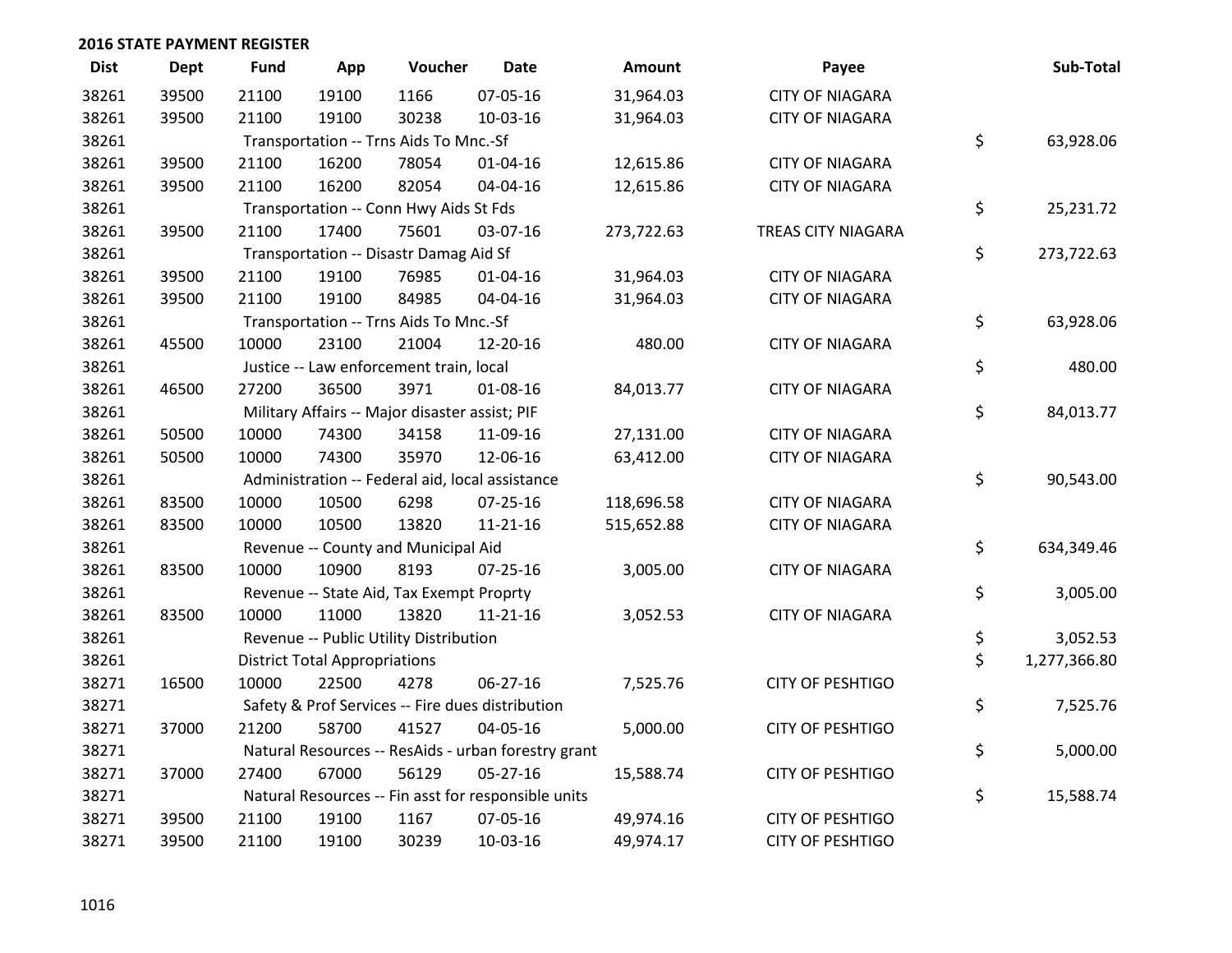## 2016 STATE PAYMENT REGISTER

| Dist | Dept | Fund | App | Voucher | Date | Amount | Payee | Sub-Total |
|---|---|---|---|---|---|---|---|---|
| 38261 | 39500 | 21100 | 19100 | 1166 | 07-05-16 | 31,964.03 | CITY OF NIAGARA | |
| 38261 | 39500 | 21100 | 19100 | 30238 | 10-03-16 | 31,964.03 | CITY OF NIAGARA | |
| 38261 | | Transportation -- Trns Aids To Mnc.-Sf | | | | | | $ 63,928.06 |
| 38261 | 39500 | 21100 | 16200 | 78054 | 01-04-16 | 12,615.86 | CITY OF NIAGARA | |
| 38261 | 39500 | 21100 | 16200 | 82054 | 04-04-16 | 12,615.86 | CITY OF NIAGARA | |
| 38261 | | Transportation -- Conn Hwy Aids St Fds | | | | | | $ 25,231.72 |
| 38261 | 39500 | 21100 | 17400 | 75601 | 03-07-16 | 273,722.63 | TREAS CITY NIAGARA | |
| 38261 | | Transportation -- Disastr Damag Aid Sf | | | | | | $ 273,722.63 |
| 38261 | 39500 | 21100 | 19100 | 76985 | 01-04-16 | 31,964.03 | CITY OF NIAGARA | |
| 38261 | 39500 | 21100 | 19100 | 84985 | 04-04-16 | 31,964.03 | CITY OF NIAGARA | |
| 38261 | | Transportation -- Trns Aids To Mnc.-Sf | | | | | | $ 63,928.06 |
| 38261 | 45500 | 10000 | 23100 | 21004 | 12-20-16 | 480.00 | CITY OF NIAGARA | |
| 38261 | | Justice -- Law enforcement train, local | | | | | | $ 480.00 |
| 38261 | 46500 | 27200 | 36500 | 3971 | 01-08-16 | 84,013.77 | CITY OF NIAGARA | |
| 38261 | | Military Affairs -- Major disaster assist; PIF | | | | | | $ 84,013.77 |
| 38261 | 50500 | 10000 | 74300 | 34158 | 11-09-16 | 27,131.00 | CITY OF NIAGARA | |
| 38261 | 50500 | 10000 | 74300 | 35970 | 12-06-16 | 63,412.00 | CITY OF NIAGARA | |
| 38261 | | Administration -- Federal aid, local assistance | | | | | | $ 90,543.00 |
| 38261 | 83500 | 10000 | 10500 | 6298 | 07-25-16 | 118,696.58 | CITY OF NIAGARA | |
| 38261 | 83500 | 10000 | 10500 | 13820 | 11-21-16 | 515,652.88 | CITY OF NIAGARA | |
| 38261 | | Revenue -- County and Municipal Aid | | | | | | $ 634,349.46 |
| 38261 | 83500 | 10000 | 10900 | 8193 | 07-25-16 | 3,005.00 | CITY OF NIAGARA | |
| 38261 | | Revenue -- State Aid, Tax Exempt Proprty | | | | | | $ 3,005.00 |
| 38261 | 83500 | 10000 | 11000 | 13820 | 11-21-16 | 3,052.53 | CITY OF NIAGARA | |
| 38261 | | Revenue -- Public Utility Distribution | | | | | | $ 3,052.53 |
| 38261 | | District Total Appropriations | | | | | | $ 1,277,366.80 |
| 38271 | 16500 | 10000 | 22500 | 4278 | 06-27-16 | 7,525.76 | CITY OF PESHTIGO | |
| 38271 | | Safety & Prof Services -- Fire dues distribution | | | | | | $ 7,525.76 |
| 38271 | 37000 | 21200 | 58700 | 41527 | 04-05-16 | 5,000.00 | CITY OF PESHTIGO | |
| 38271 | | Natural Resources -- ResAids - urban forestry grant | | | | | | $ 5,000.00 |
| 38271 | 37000 | 27400 | 67000 | 56129 | 05-27-16 | 15,588.74 | CITY OF PESHTIGO | |
| 38271 | | Natural Resources -- Fin asst for responsible units | | | | | | $ 15,588.74 |
| 38271 | 39500 | 21100 | 19100 | 1167 | 07-05-16 | 49,974.16 | CITY OF PESHTIGO | |
| 38271 | 39500 | 21100 | 19100 | 30239 | 10-03-16 | 49,974.17 | CITY OF PESHTIGO | |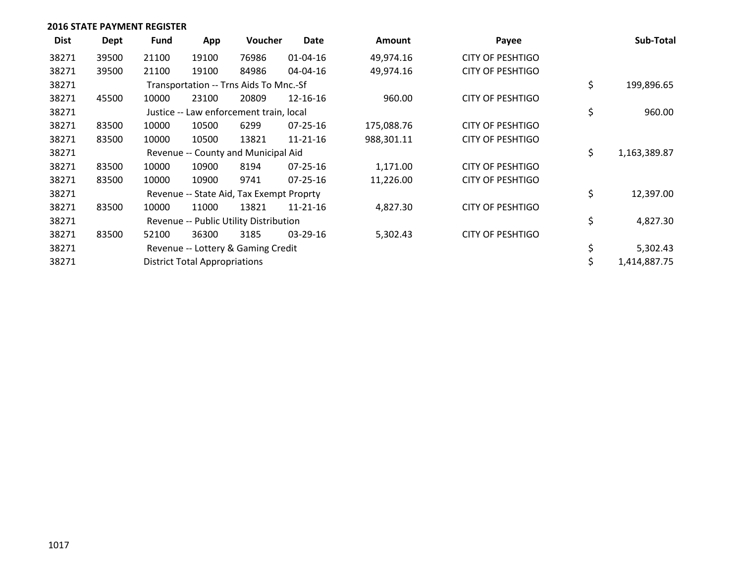**2016 STATE PAYMENT REGISTER**

| Dist | Dept | Fund | App | Voucher | Date | Amount | Payee | | Sub-Total |
|---|---|---|---|---|---|---|---|---|---|
| 38271 | 39500 | 21100 | 19100 | 76986 | 01-04-16 | 49,974.16 | CITY OF PESHTIGO | | |
| 38271 | 39500 | 21100 | 19100 | 84986 | 04-04-16 | 49,974.16 | CITY OF PESHTIGO | | |
| 38271 | | Transportation -- Trns Aids To Mnc.-Sf | | | | | | $ | 199,896.65 |
| 38271 | 45500 | 10000 | 23100 | 20809 | 12-16-16 | 960.00 | CITY OF PESHTIGO | | |
| 38271 | | Justice -- Law enforcement train, local | | | | | | $ | 960.00 |
| 38271 | 83500 | 10000 | 10500 | 6299 | 07-25-16 | 175,088.76 | CITY OF PESHTIGO | | |
| 38271 | 83500 | 10000 | 10500 | 13821 | 11-21-16 | 988,301.11 | CITY OF PESHTIGO | | |
| 38271 | | Revenue -- County and Municipal Aid | | | | | | $ | 1,163,389.87 |
| 38271 | 83500 | 10000 | 10900 | 8194 | 07-25-16 | 1,171.00 | CITY OF PESHTIGO | | |
| 38271 | 83500 | 10000 | 10900 | 9741 | 07-25-16 | 11,226.00 | CITY OF PESHTIGO | | |
| 38271 | | Revenue -- State Aid, Tax Exempt Proprty | | | | | | $ | 12,397.00 |
| 38271 | 83500 | 10000 | 11000 | 13821 | 11-21-16 | 4,827.30 | CITY OF PESHTIGO | | |
| 38271 | | Revenue -- Public Utility Distribution | | | | | | $ | 4,827.30 |
| 38271 | 83500 | 52100 | 36300 | 3185 | 03-29-16 | 5,302.43 | CITY OF PESHTIGO | | |
| 38271 | | Revenue -- Lottery & Gaming Credit | | | | | | $ | 5,302.43 |
| 38271 | | District Total Appropriations | | | | | | $ | 1,414,887.75 |